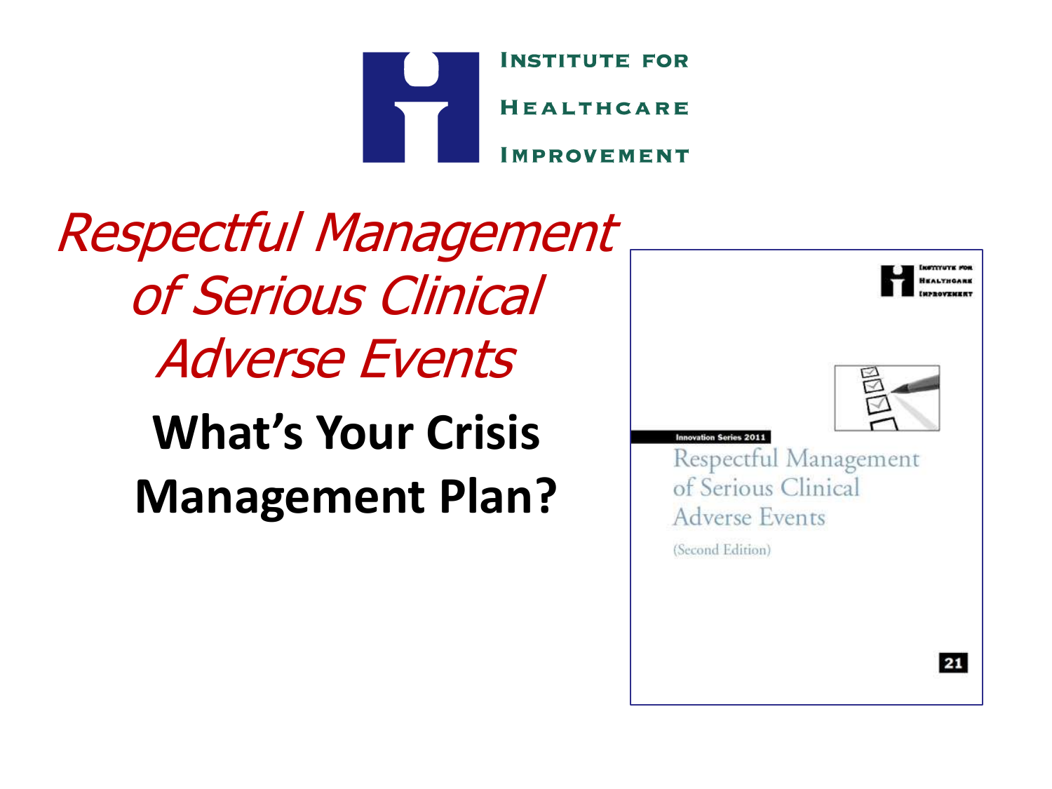INSTITUTE FOR
HEALTHCARE
IMPROVEMENT

# *Respectful Management of Serious Clinical Adverse Events*

## What's Your Crisis Management Plan?

Innovation Series 2011

Respectful Management of Serious Clinical Adverse Events

(Second Edition)

21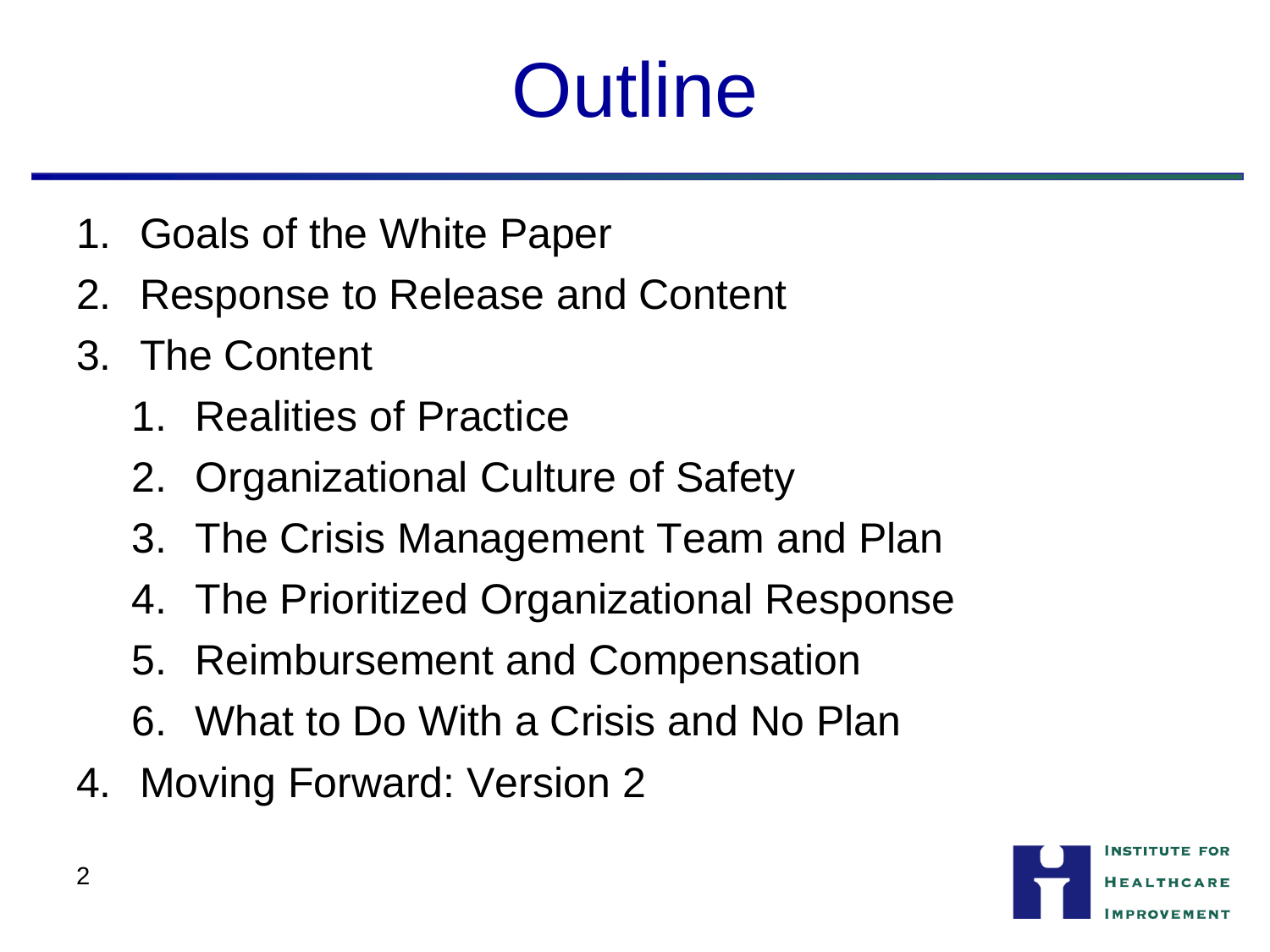# Outline

1. Goals of the White Paper
2. Response to Release and Content
3. The Content
   1. Realities of Practice
   2. Organizational Culture of Safety
   3. The Crisis Management Team and Plan
   4. The Prioritized Organizational Response
   5. Reimbursement and Compensation
   6. What to Do With a Crisis and No Plan
4. Moving Forward: Version 2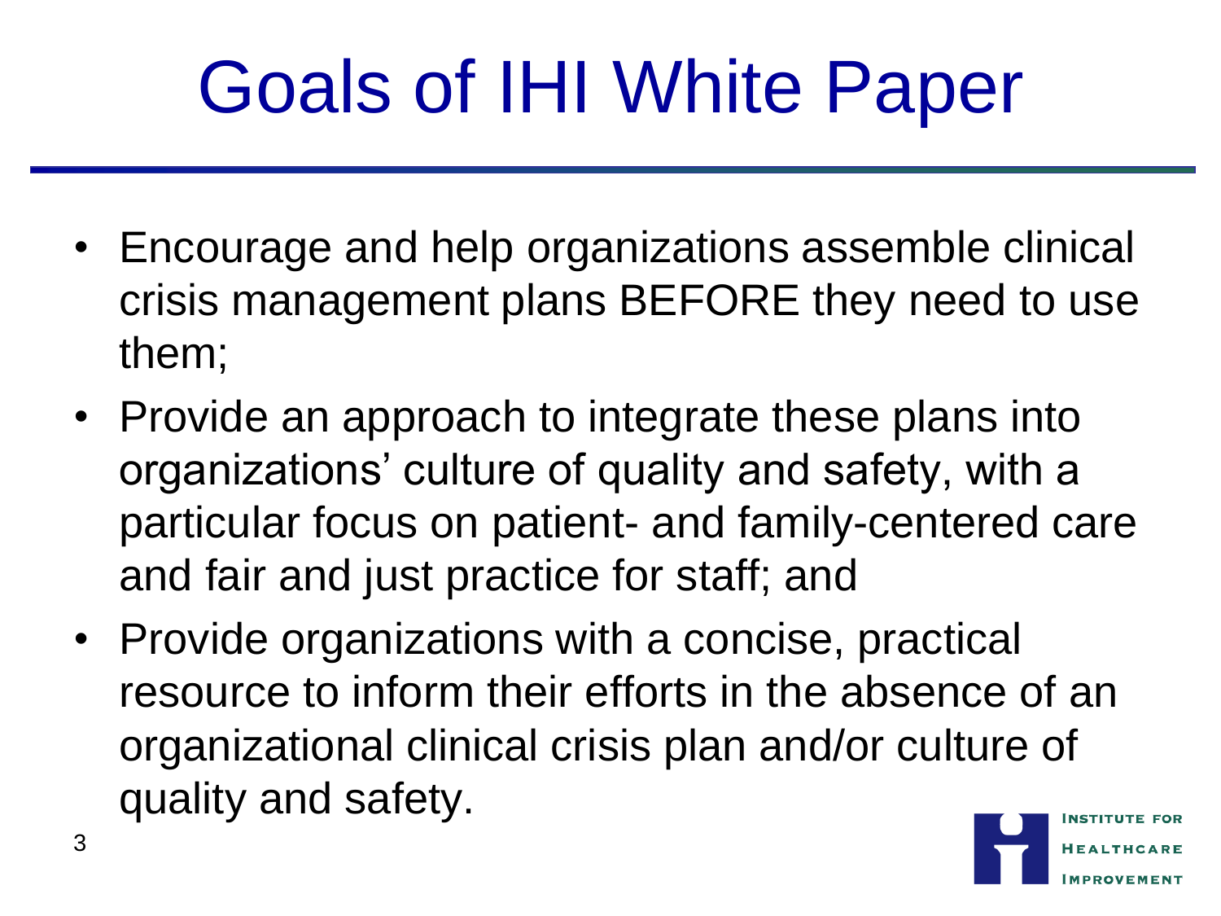# Goals of IHI White Paper

- Encourage and help organizations assemble clinical crisis management plans BEFORE they need to use them;
- Provide an approach to integrate these plans into organizations' culture of quality and safety, with a particular focus on patient- and family-centered care and fair and just practice for staff; and
- Provide organizations with a concise, practical resource to inform their efforts in the absence of an organizational clinical crisis plan and/or culture of quality and safety.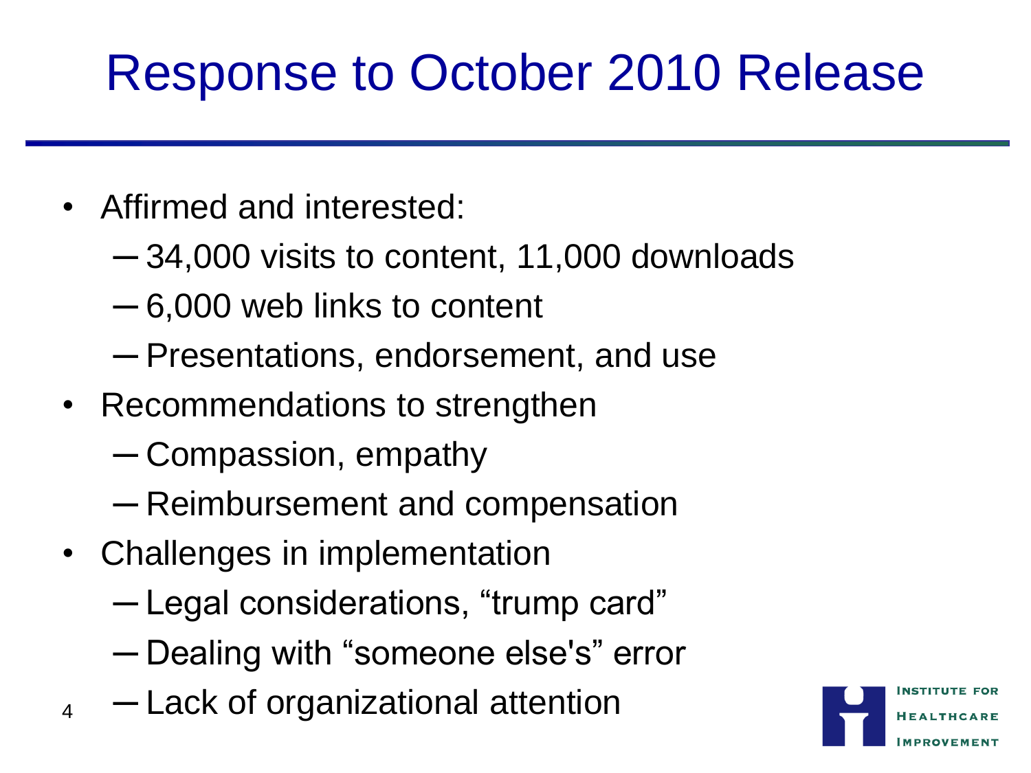# Response to October 2010 Release

- Affirmed and interested:
  - 34,000 visits to content, 11,000 downloads
  - 6,000 web links to content
  - Presentations, endorsement, and use
- Recommendations to strengthen
  - Compassion, empathy
  - Reimbursement and compensation
- Challenges in implementation
  - Legal considerations, “trump card”
  - Dealing with “someone else's” error
  - Lack of organizational attention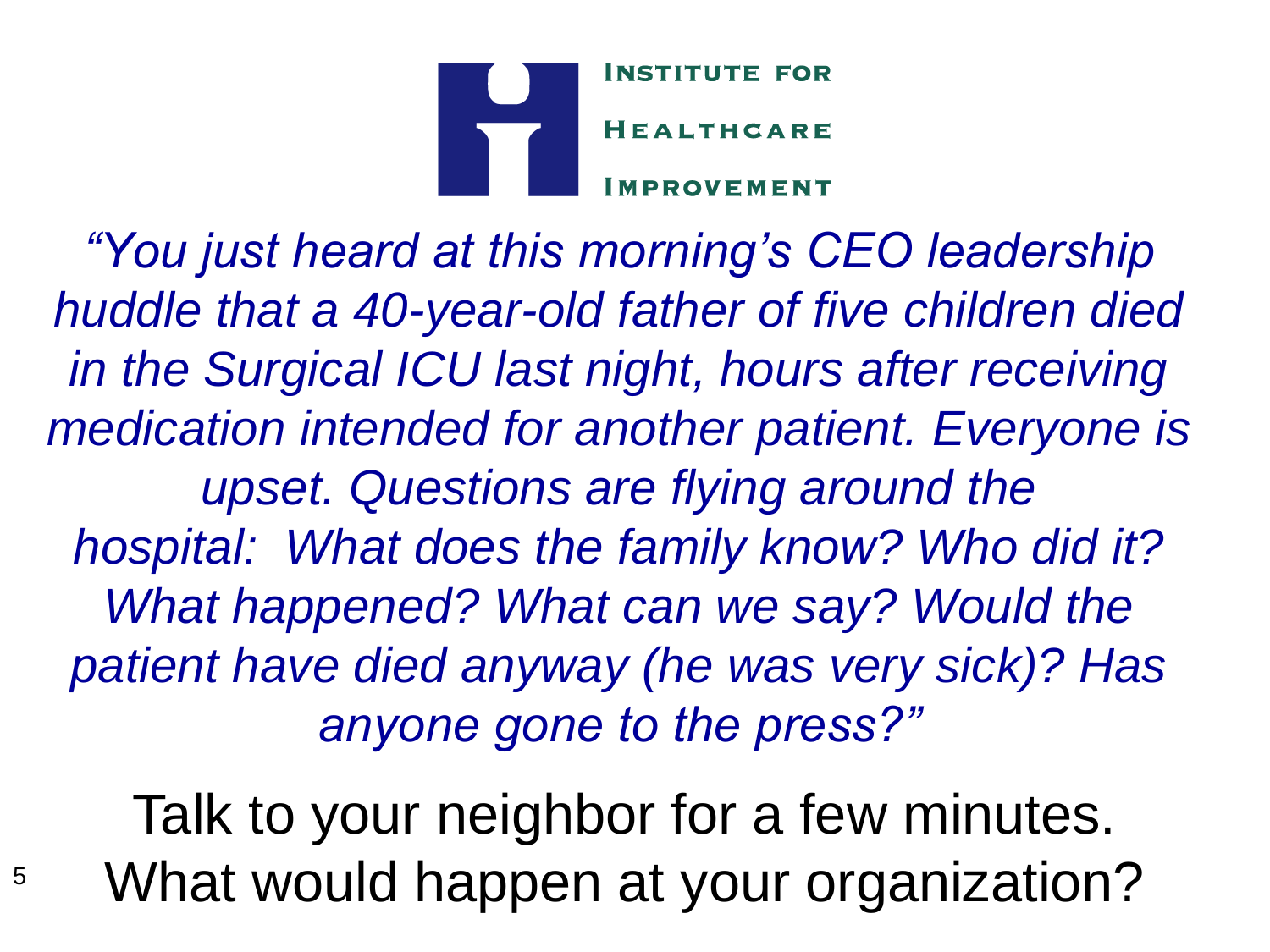INSTITUTE FOR HEALTHCARE IMPROVEMENT

*"You just heard at this morning's CEO leadership huddle that a 40-year-old father of five children died in the Surgical ICU last night, hours after receiving medication intended for another patient. Everyone is upset. Questions are flying around the hospital: What does the family know? Who did it? What happened? What can we say? Would the patient have died anyway (he was very sick)? Has anyone gone to the press?"*

Talk to your neighbor for a few minutes. What would happen at your organization?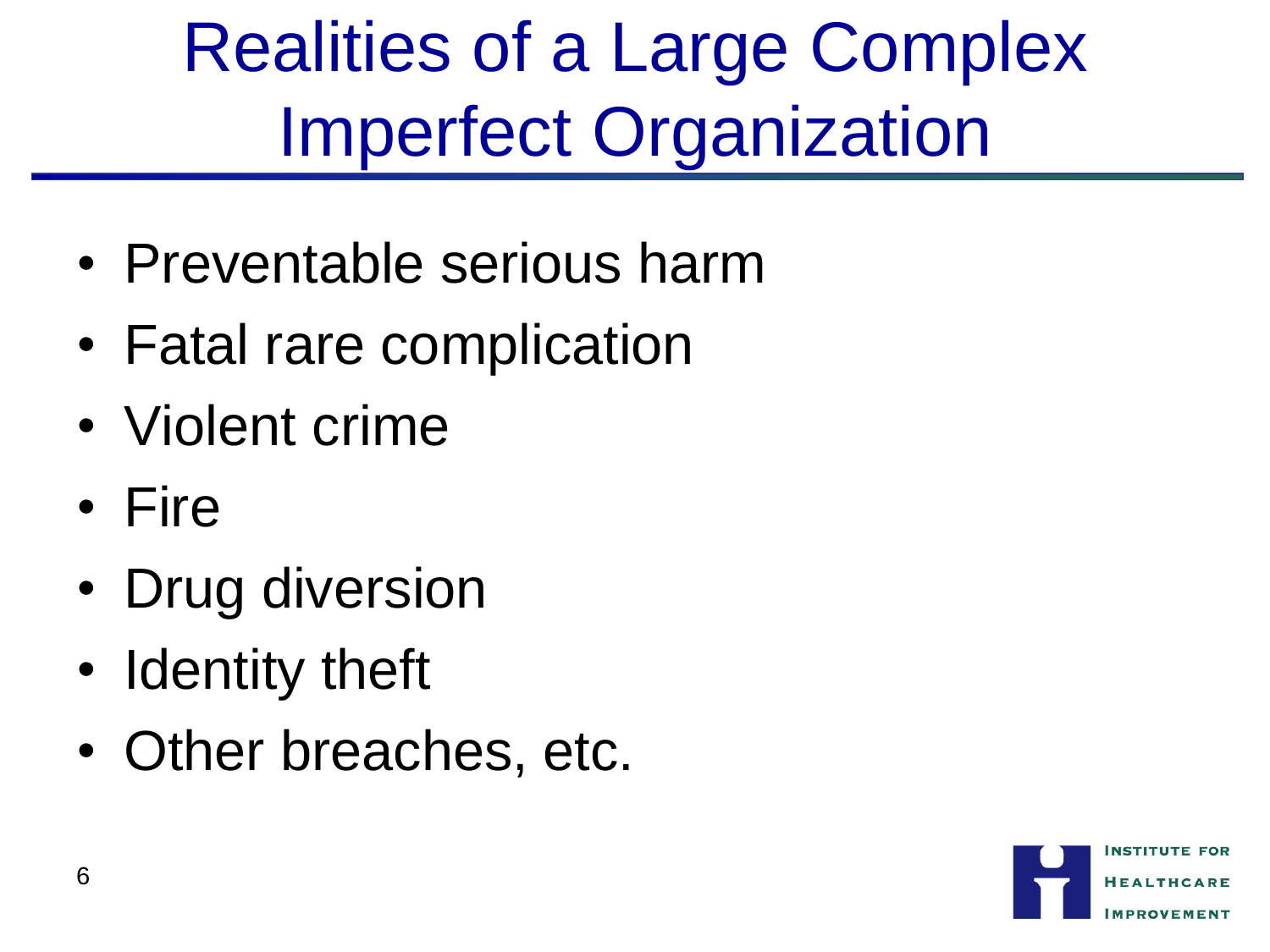# Realities of a Large Complex Imperfect Organization

- Preventable serious harm
- Fatal rare complication
- Violent crime
- Fire
- Drug diversion
- Identity theft
- Other breaches, etc.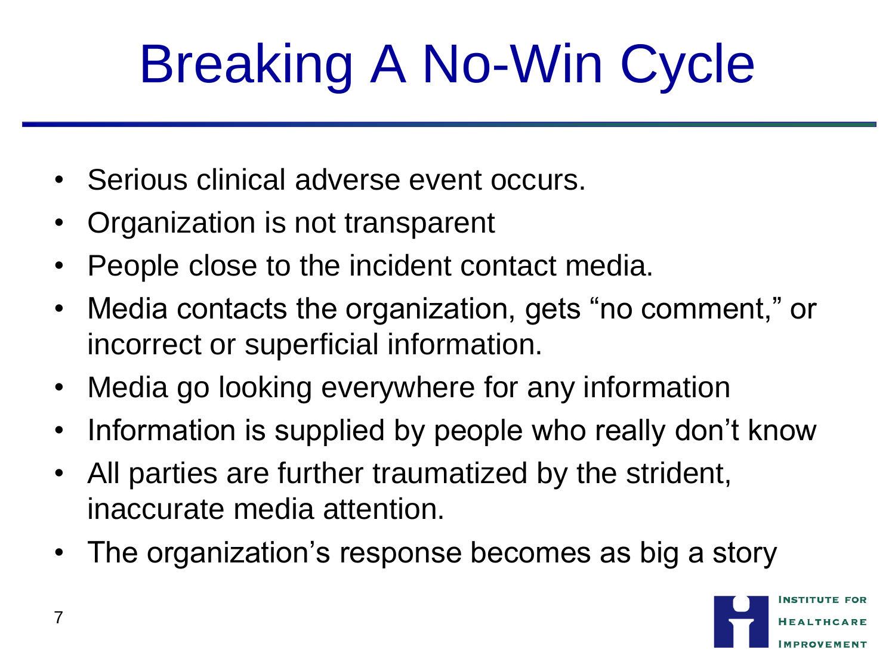# Breaking A No-Win Cycle

- Serious clinical adverse event occurs.
- Organization is not transparent
- People close to the incident contact media.
- Media contacts the organization, gets "no comment," or incorrect or superficial information.
- Media go looking everywhere for any information
- Information is supplied by people who really don't know
- All parties are further traumatized by the strident, inaccurate media attention.
- The organization's response becomes as big a story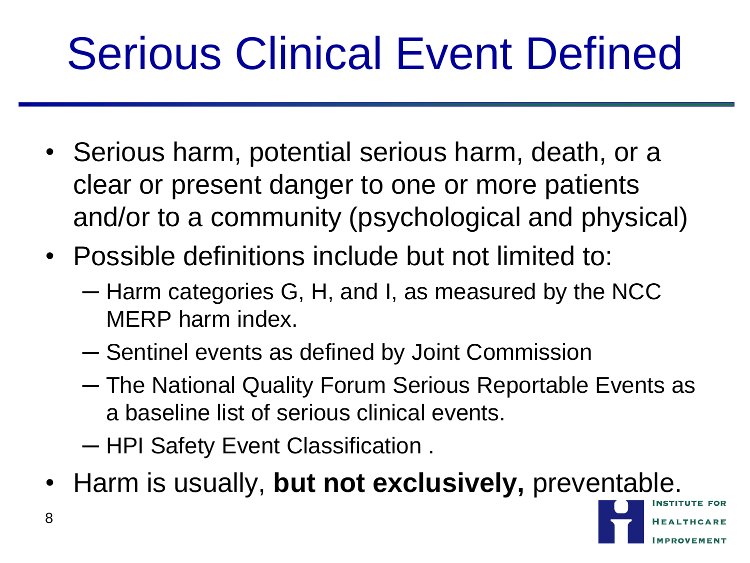# Serious Clinical Event Defined

- Serious harm, potential serious harm, death, or a clear or present danger to one or more patients and/or to a community (psychological and physical)
- Possible definitions include but not limited to:
  - Harm categories G, H, and I, as measured by the NCC MERP harm index.
  - Sentinel events as defined by Joint Commission
  - The National Quality Forum Serious Reportable Events as a baseline list of serious clinical events.
  - HPI Safety Event Classification .
- Harm is usually, **but not exclusively,** preventable.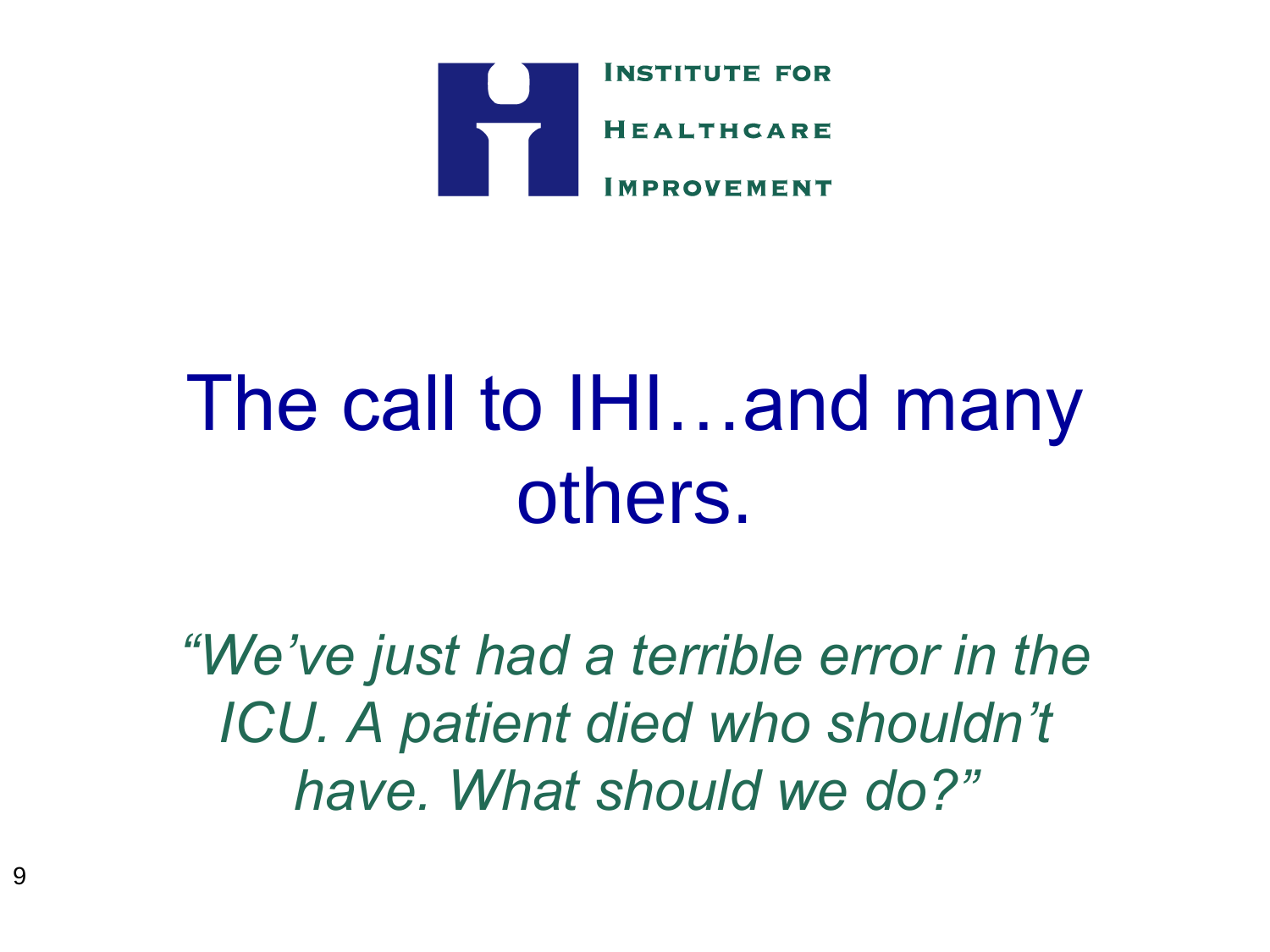INSTITUTE FOR HEALTHCARE IMPROVEMENT

# The call to IHI…and many others.

*"We've just had a terrible error in the ICU. A patient died who shouldn't have. What should we do?"*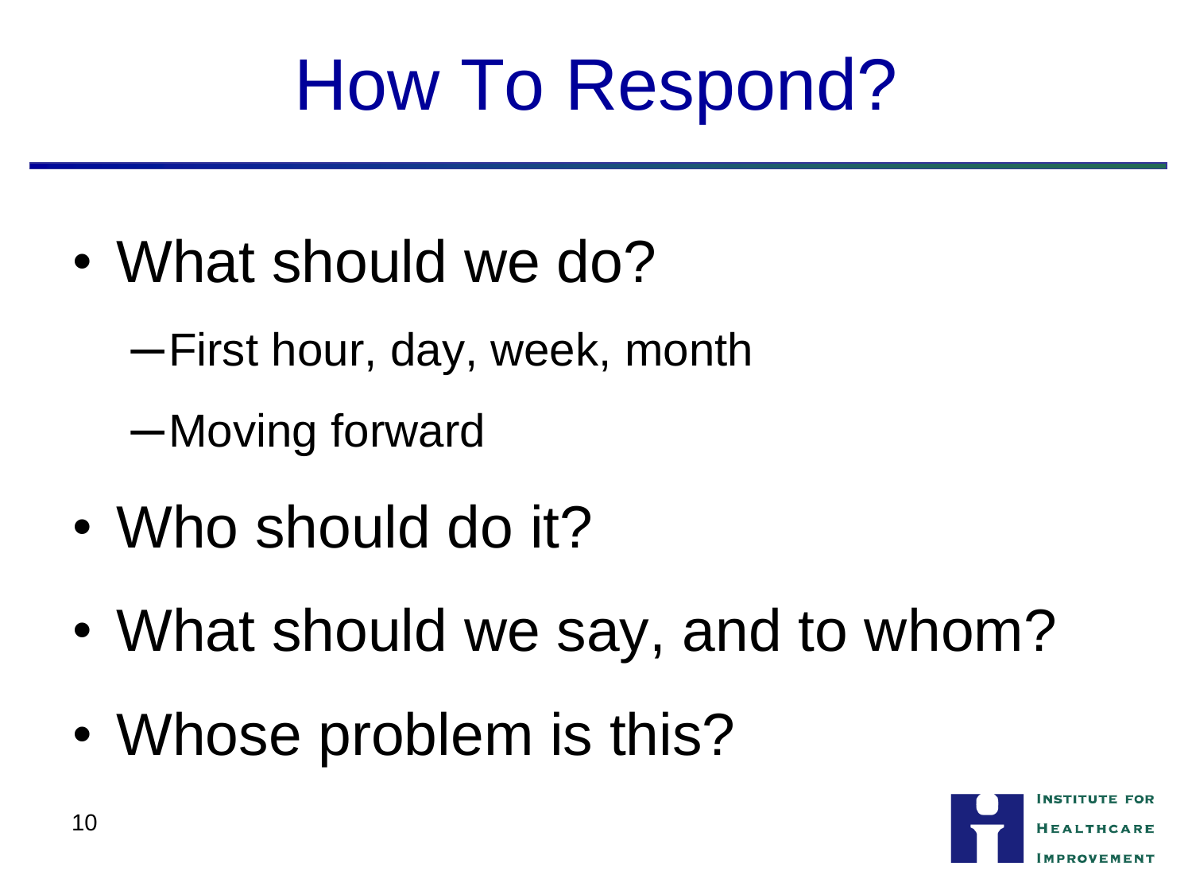# How To Respond?

- What should we do?
  - First hour, day, week, month
  - Moving forward
- Who should do it?
- What should we say, and to whom?
- Whose problem is this?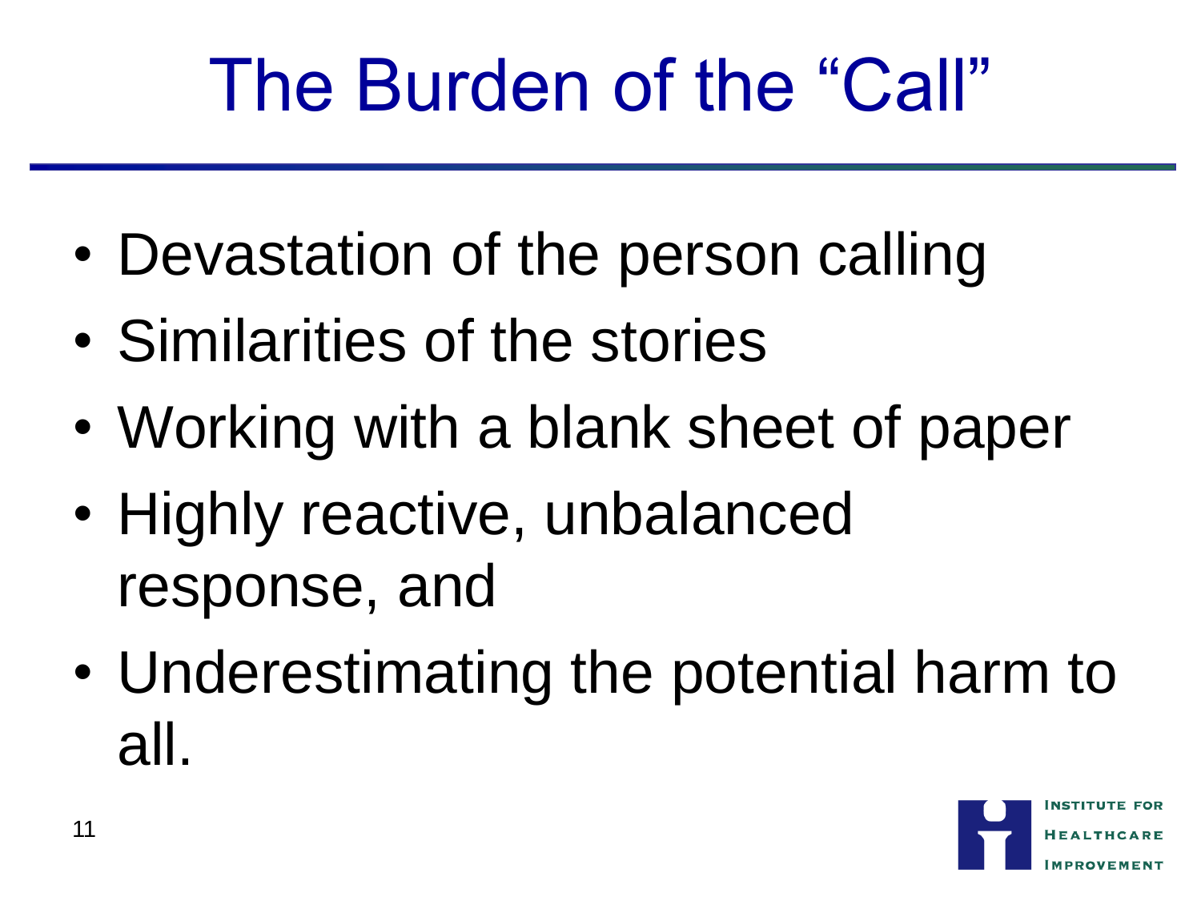# The Burden of the “Call”

- Devastation of the person calling
- Similarities of the stories
- Working with a blank sheet of paper
- Highly reactive, unbalanced response, and
- Underestimating the potential harm to all.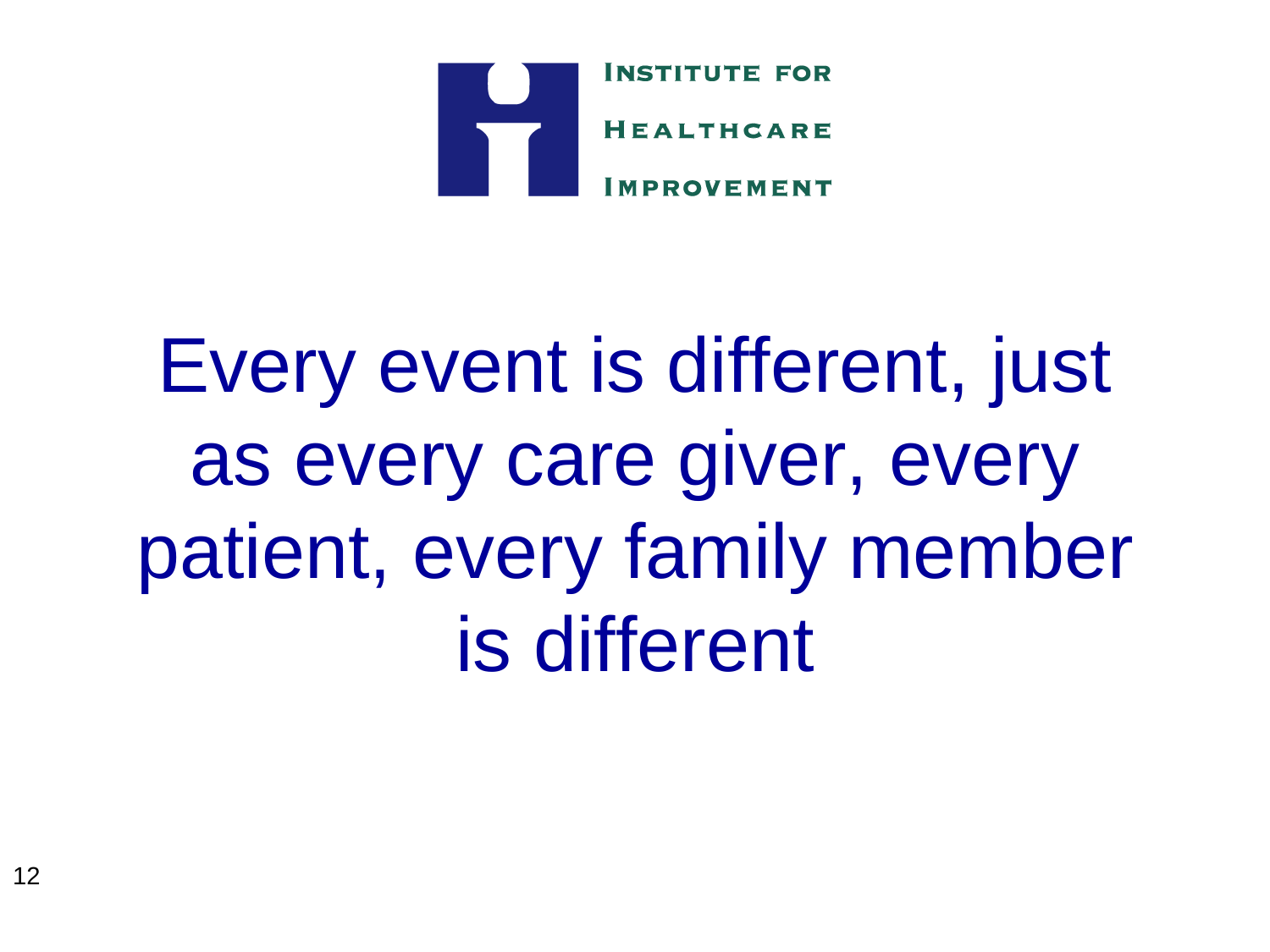Institute for Healthcare Improvement

# Every event is different, just as every care giver, every patient, every family member is different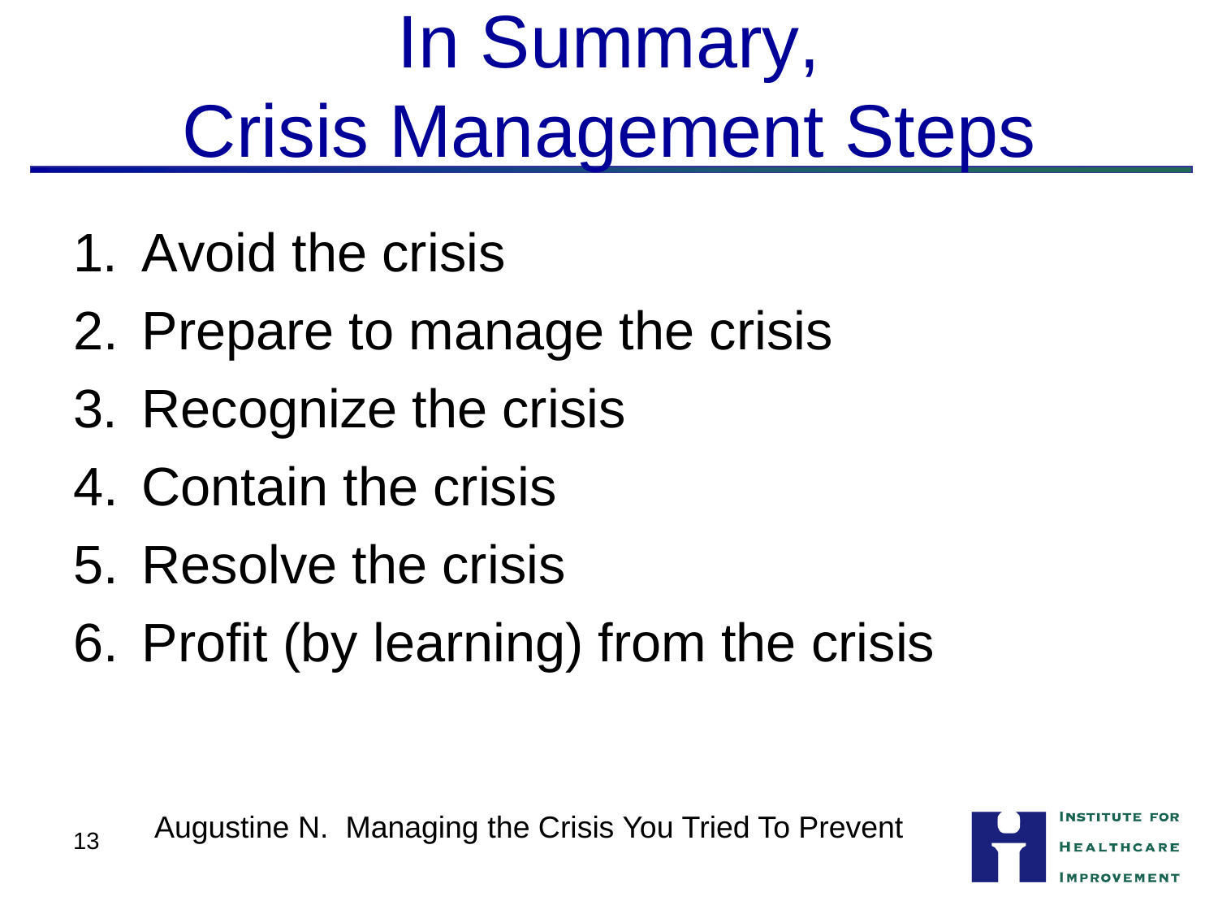# In Summary, Crisis Management Steps

1. Avoid the crisis
2. Prepare to manage the crisis
3. Recognize the crisis
4. Contain the crisis
5. Resolve the crisis
6. Profit (by learning) from the crisis

Augustine N. Managing the Crisis You Tried To Prevent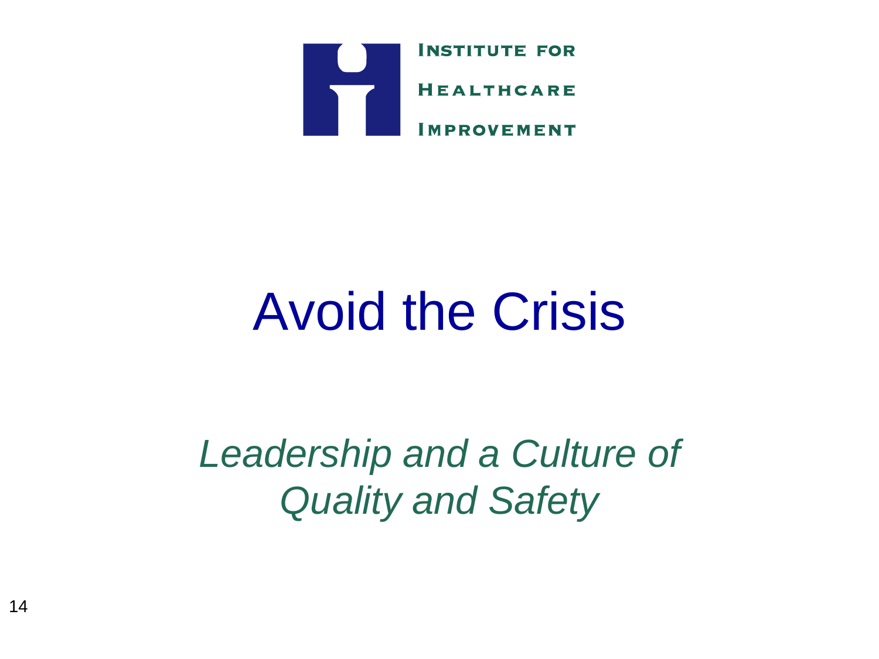INSTITUTE FOR HEALTHCARE IMPROVEMENT

# Avoid the Crisis

*Leadership and a Culture of Quality and Safety*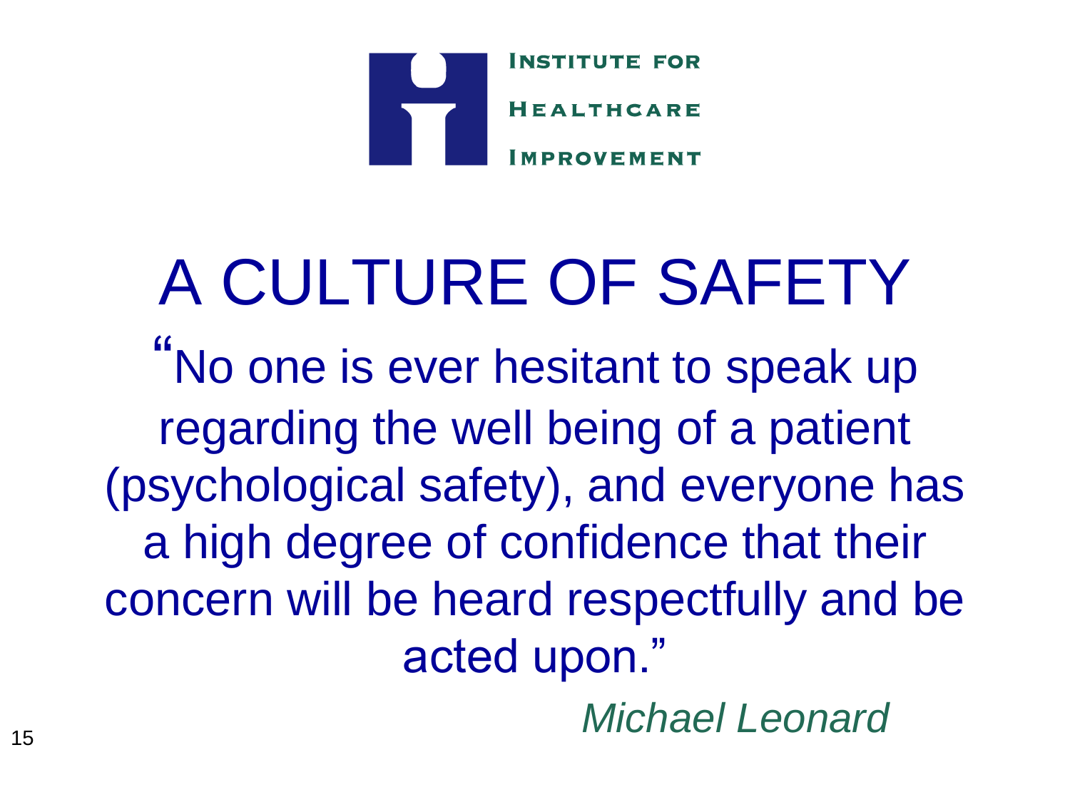INSTITUTE FOR HEALTHCARE IMPROVEMENT

# A CULTURE OF SAFETY

"No one is ever hesitant to speak up regarding the well being of a patient (psychological safety), and everyone has a high degree of confidence that their concern will be heard respectfully and be acted upon."

*Michael Leonard*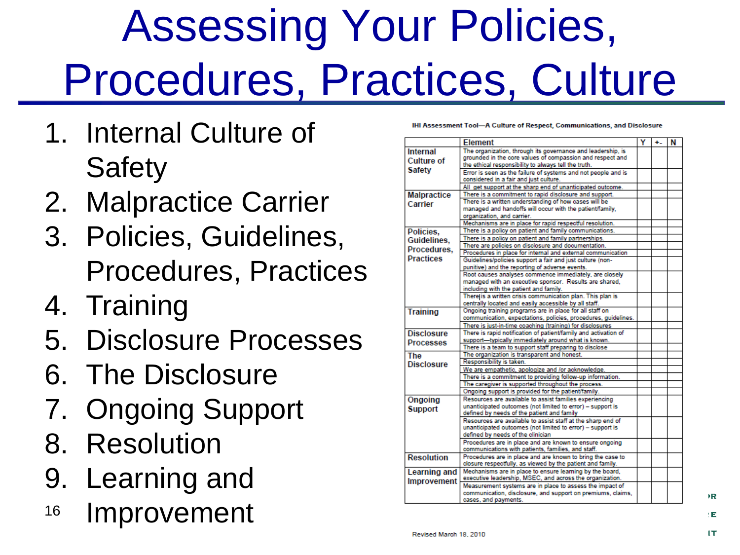# Assessing Your Policies, Procedures, Practices, Culture

1. Internal Culture of Safety
2. Malpractice Carrier
3. Policies, Guidelines, Procedures, Practices
4. Training
5. Disclosure Processes
6. The Disclosure
7. Ongoing Support
8. Resolution
9. Learning and Improvement

**IHI Assessment Tool—A Culture of Respect, Communications, and Disclosure**

| | Element | Y | +- | N |
|---|---|---|---|---|
| **Internal Culture of Safety** | The organization, through its governance and leadership, is grounded in the core values of compassion and respect and the ethical responsibility to always tell the truth. | | | |
| | Error is seen as the failure of systems and not people and is considered in a fair and just culture. | | | |
| | All get support at the sharp end of unanticipated outcome. | | | |
| **Malpractice Carrier** | There is a commitment to rapid disclosure and support. | | | |
| | There is a written understanding of how cases will be managed and handoffs will occur with the patient/family, organization, and carrier. | | | |
| | Mechanisms are in place for rapid respectful resolution. | | | |
| **Policies, Guidelines, Procedures, Practices** | There is a policy on patient and family communications. | | | |
| | There is a policy on patient and family partnerships. | | | |
| | There are policies on disclosure and documentation. | | | |
| | Procedures in place for internal and external communication | | | |
| | Guidelines/policies support a fair and just culture (non-punitive) and the reporting of adverse events. | | | |
| | Root causes analyses commence immediately, are closely managed with an executive sponsor. Results are shared, including with the patient and family. | | | |
| | There is a written crisis communication plan. This plan is centrally located and easily accessible by all staff. | | | |
| **Training** | Ongoing training programs are in place for all staff on communication, expectations, policies, procedures, guidelines. | | | |
| | There is just-in-time coaching (training) for disclosures | | | |
| **Disclosure Processes** | There is rapid notification of patient/family and activation of support—typically immediately around what is known. | | | |
| | There is a team to support staff preparing to disclose | | | |
| **The Disclosure** | The organization is transparent and honest. | | | |
| | Responsibility is taken. | | | |
| | We are empathetic, apologize and /or acknowledge. | | | |
| | There is a commitment to providing follow-up information. | | | |
| | The caregiver is supported throughout the process. | | | |
| | Ongoing support is provided for the patient/family. | | | |
| **Ongoing Support** | Resources are available to assist families experiencing unanticipated outcomes (not limited to error) – support is defined by needs of the patient and family | | | |
| | Resources are available to assist staff at the sharp end of unanticipated outcomes (not limited to error) – support is defined by needs of the clinician | | | |
| | Procedures are in place and are known to ensure ongoing communications with patients, families, and staff. | | | |
| **Resolution** | Procedures are in place and are known to bring the case to closure respectfully, as viewed by the patient and family. | | | |
| **Learning and Improvement** | Mechanisms are in place to ensure learning by the board, executive leadership, MSEC, and across the organization. | | | |
| | Measurement systems are in place to assess the impact of communication, disclosure, and support on premiums, claims, cases, and payments. | | | |

Revised March 18, 2010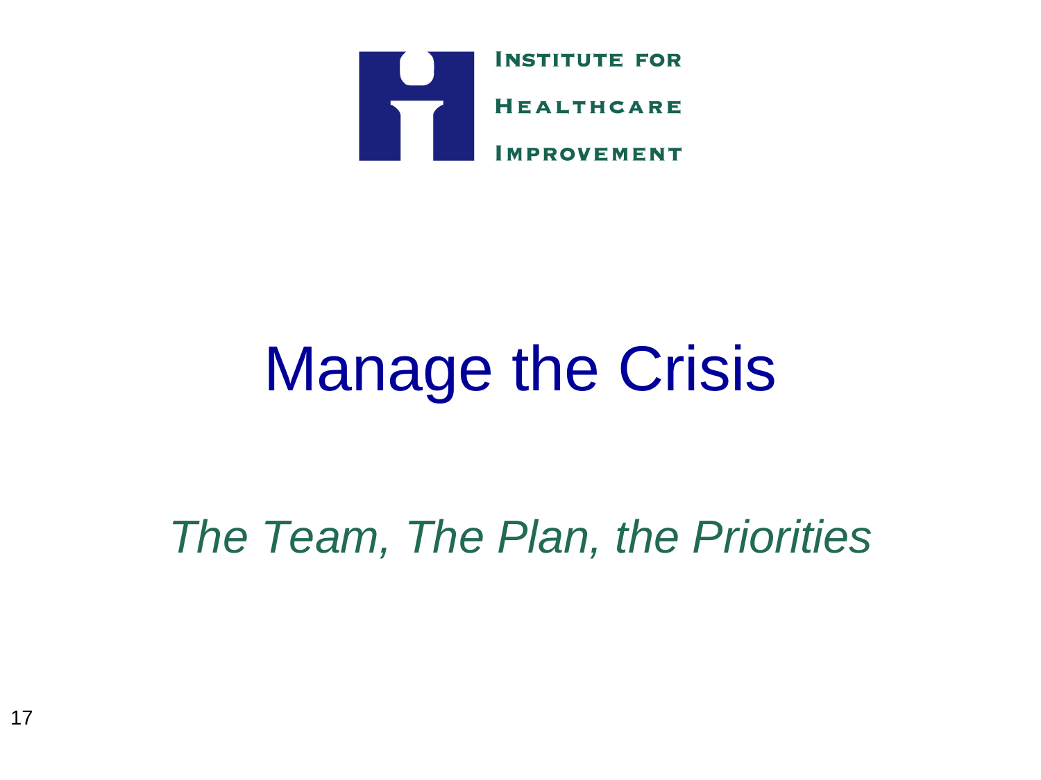Institute for Healthcare Improvement

# Manage the Crisis

*The Team, The Plan, the Priorities*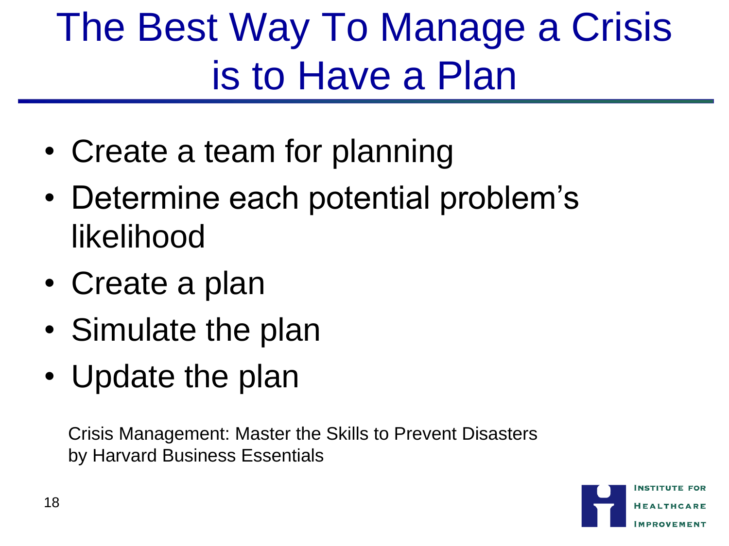# The Best Way To Manage a Crisis is to Have a Plan

- Create a team for planning
- Determine each potential problem's likelihood
- Create a plan
- Simulate the plan
- Update the plan

Crisis Management: Master the Skills to Prevent Disasters
by Harvard Business Essentials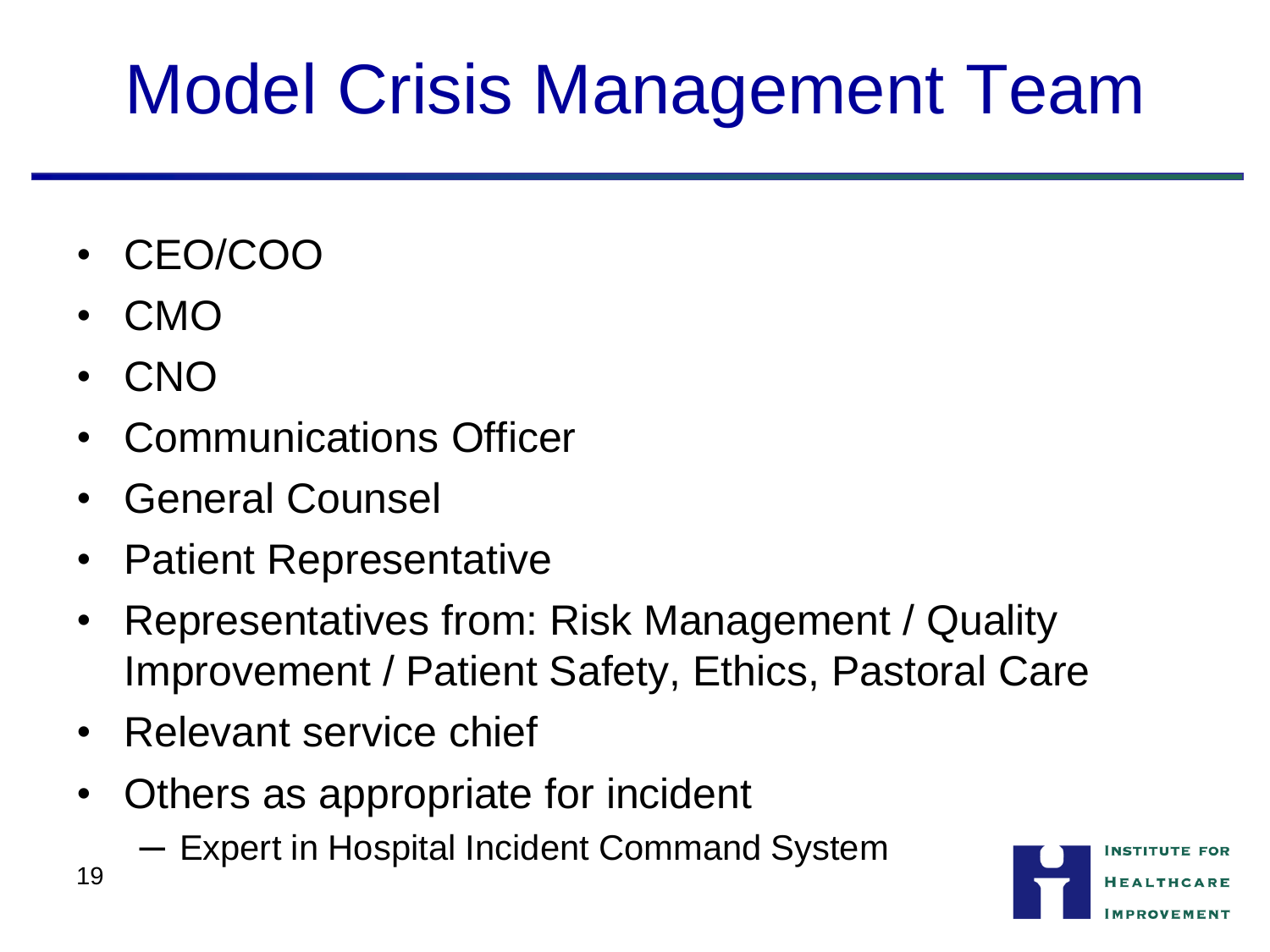# Model Crisis Management Team

- CEO/COO
- CMO
- CNO
- Communications Officer
- General Counsel
- Patient Representative
- Representatives from: Risk Management / Quality Improvement / Patient Safety, Ethics, Pastoral Care
- Relevant service chief
- Others as appropriate for incident
  - Expert in Hospital Incident Command System

Institute for Healthcare Improvement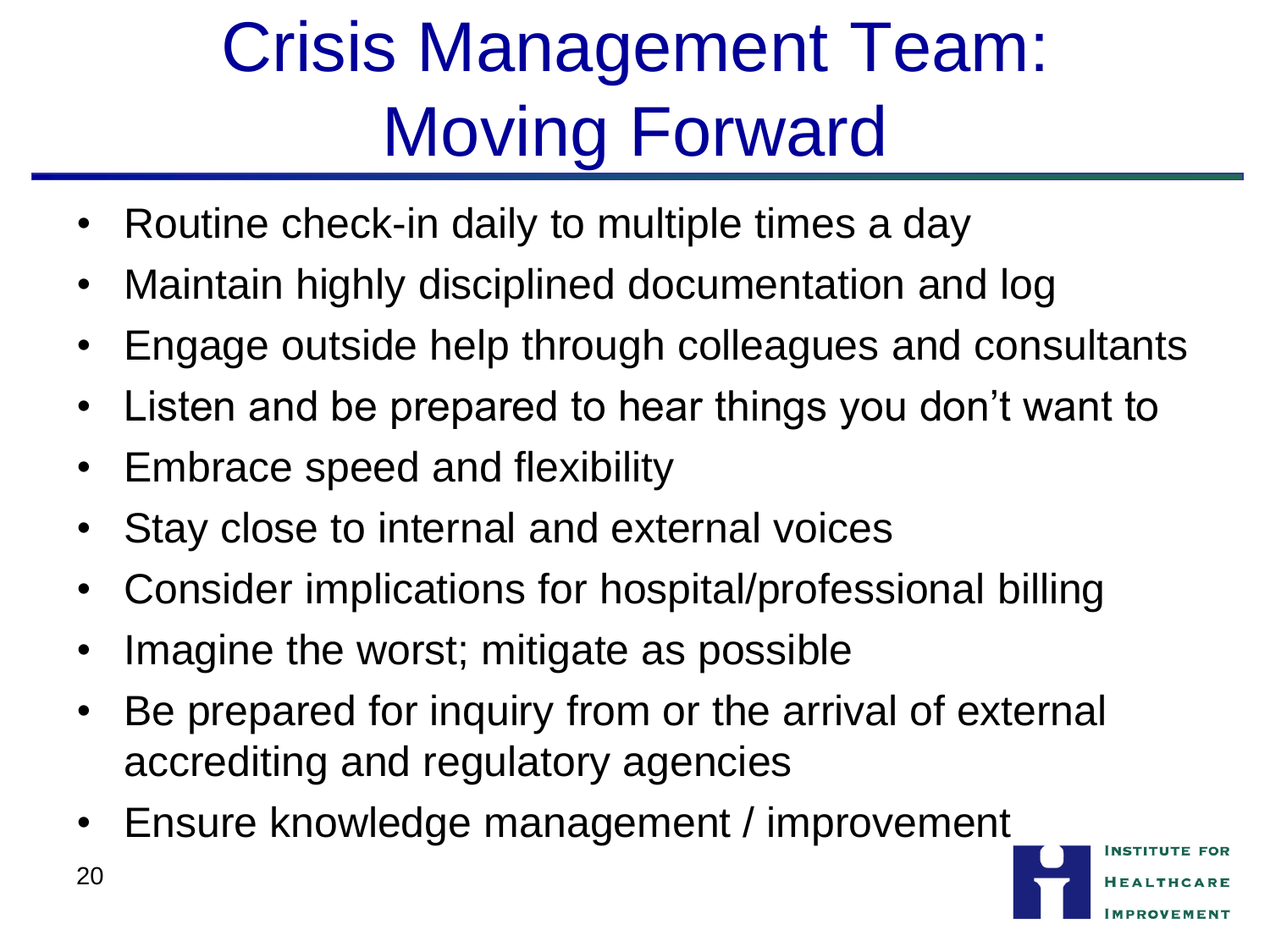# Crisis Management Team: Moving Forward

- Routine check-in daily to multiple times a day
- Maintain highly disciplined documentation and log
- Engage outside help through colleagues and consultants
- Listen and be prepared to hear things you don't want to
- Embrace speed and flexibility
- Stay close to internal and external voices
- Consider implications for hospital/professional billing
- Imagine the worst; mitigate as possible
- Be prepared for inquiry from or the arrival of external accrediting and regulatory agencies
- Ensure knowledge management / improvement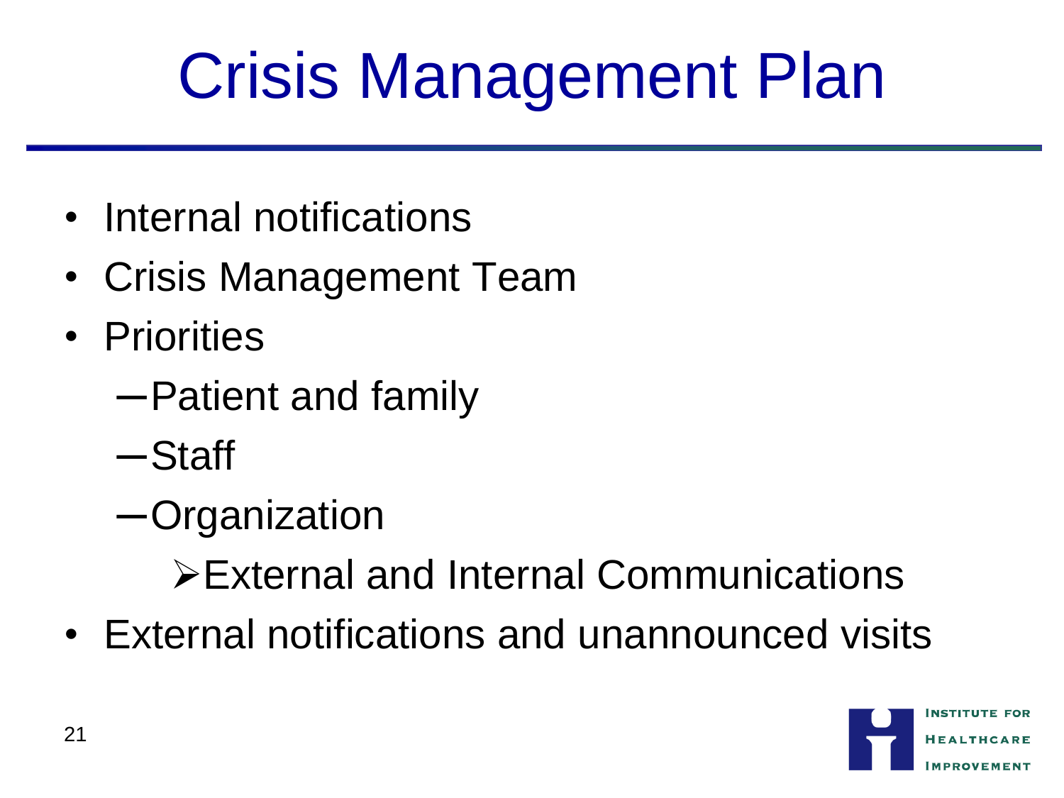# Crisis Management Plan

- Internal notifications
- Crisis Management Team
- Priorities
  - Patient and family
  - Staff
  - Organization
    - External and Internal Communications
- External notifications and unannounced visits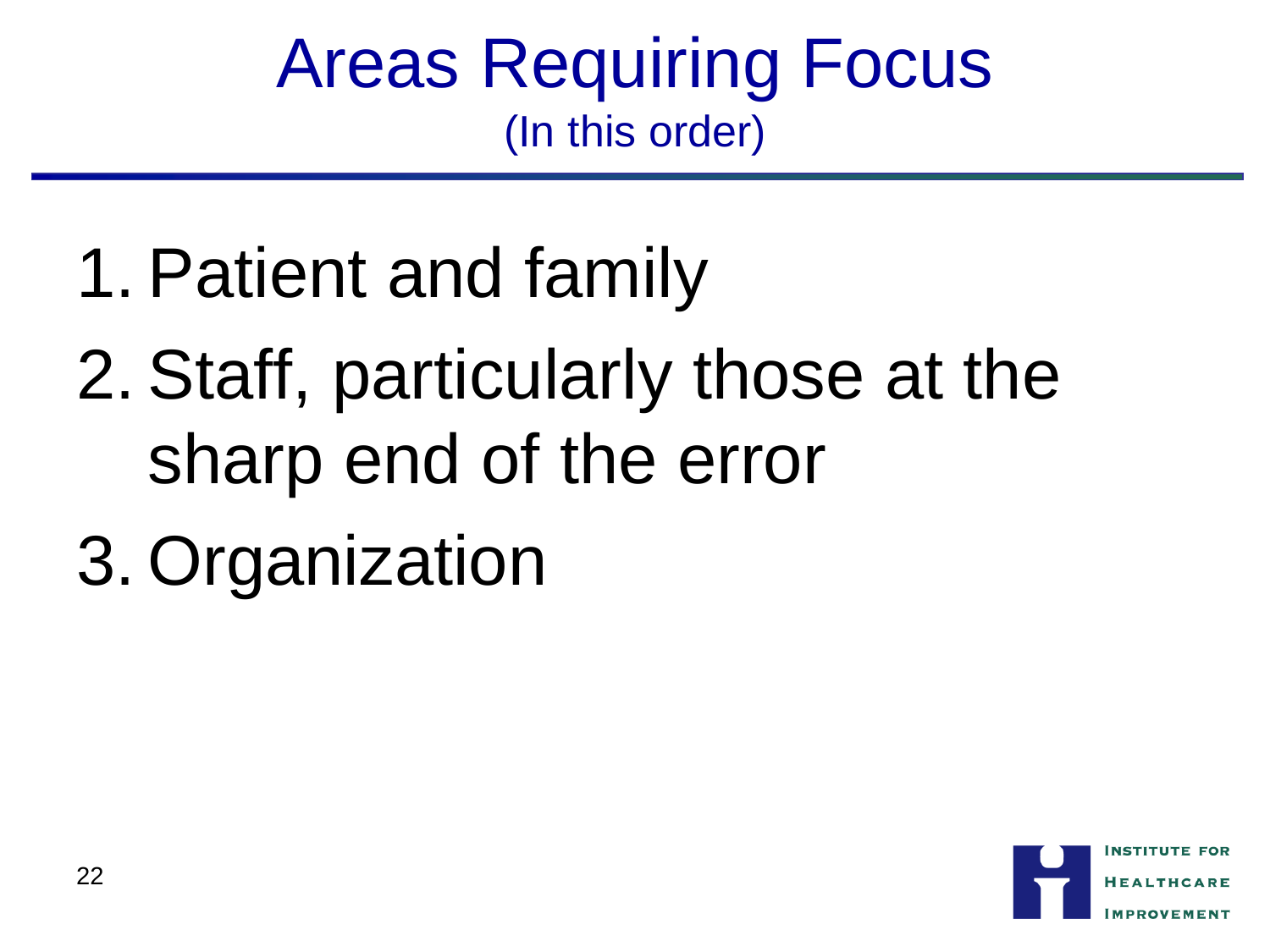# Areas Requiring Focus

(In this order)

1. Patient and family
2. Staff, particularly those at the sharp end of the error
3. Organization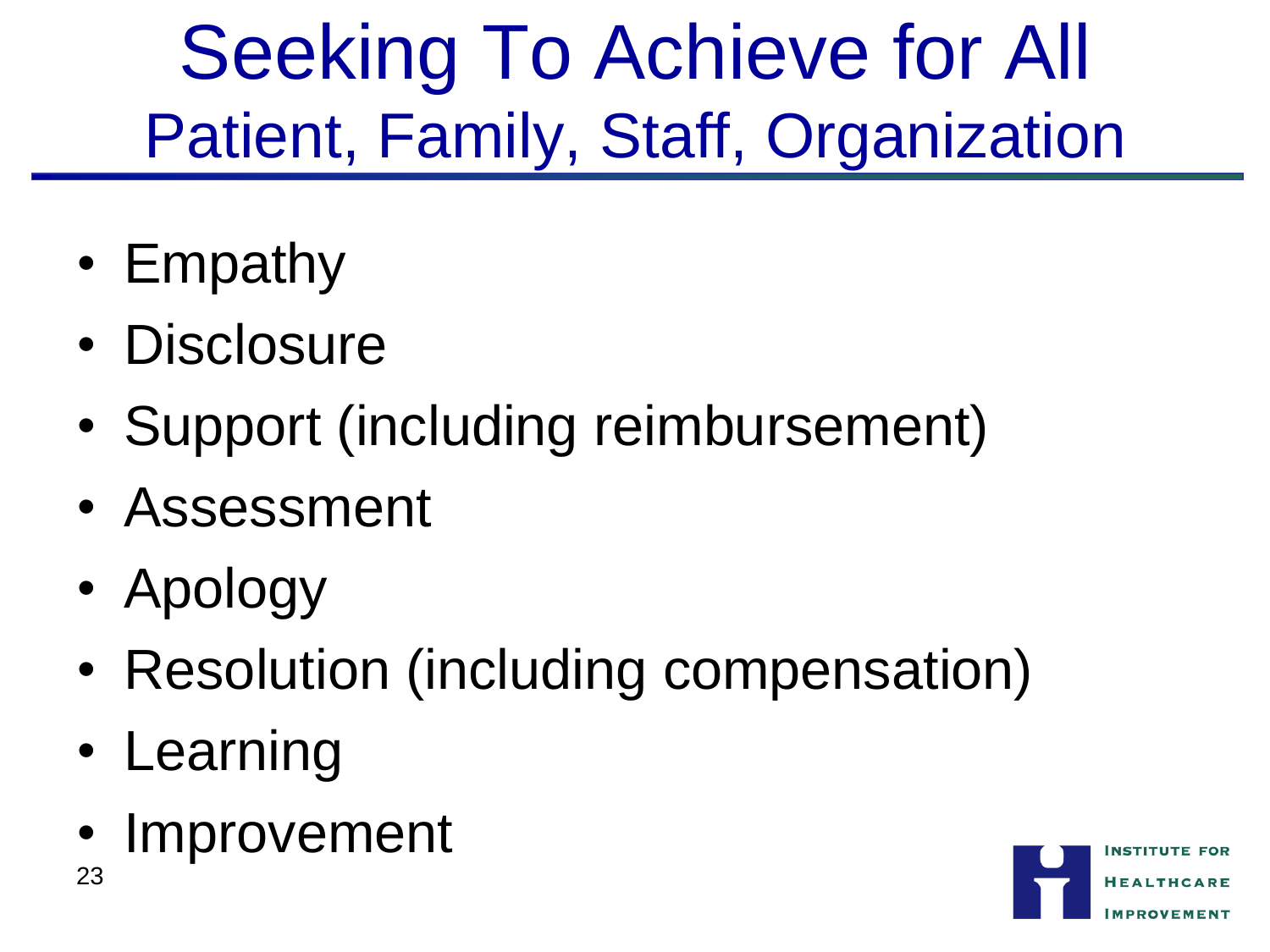# Seeking To Achieve for All
## Patient, Family, Staff, Organization

- Empathy
- Disclosure
- Support (including reimbursement)
- Assessment
- Apology
- Resolution (including compensation)
- Learning
- Improvement

Institute for Healthcare Improvement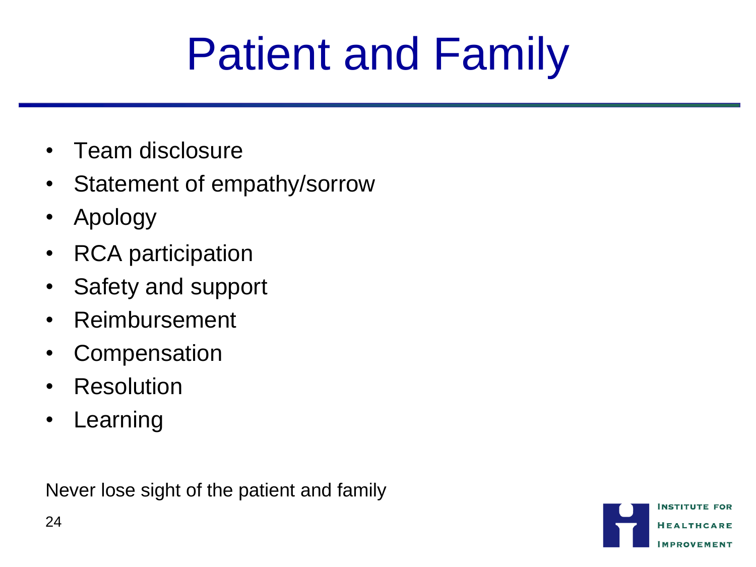# Patient and Family

- Team disclosure
- Statement of empathy/sorrow
- Apology
- RCA participation
- Safety and support
- Reimbursement
- Compensation
- Resolution
- Learning

Never lose sight of the patient and family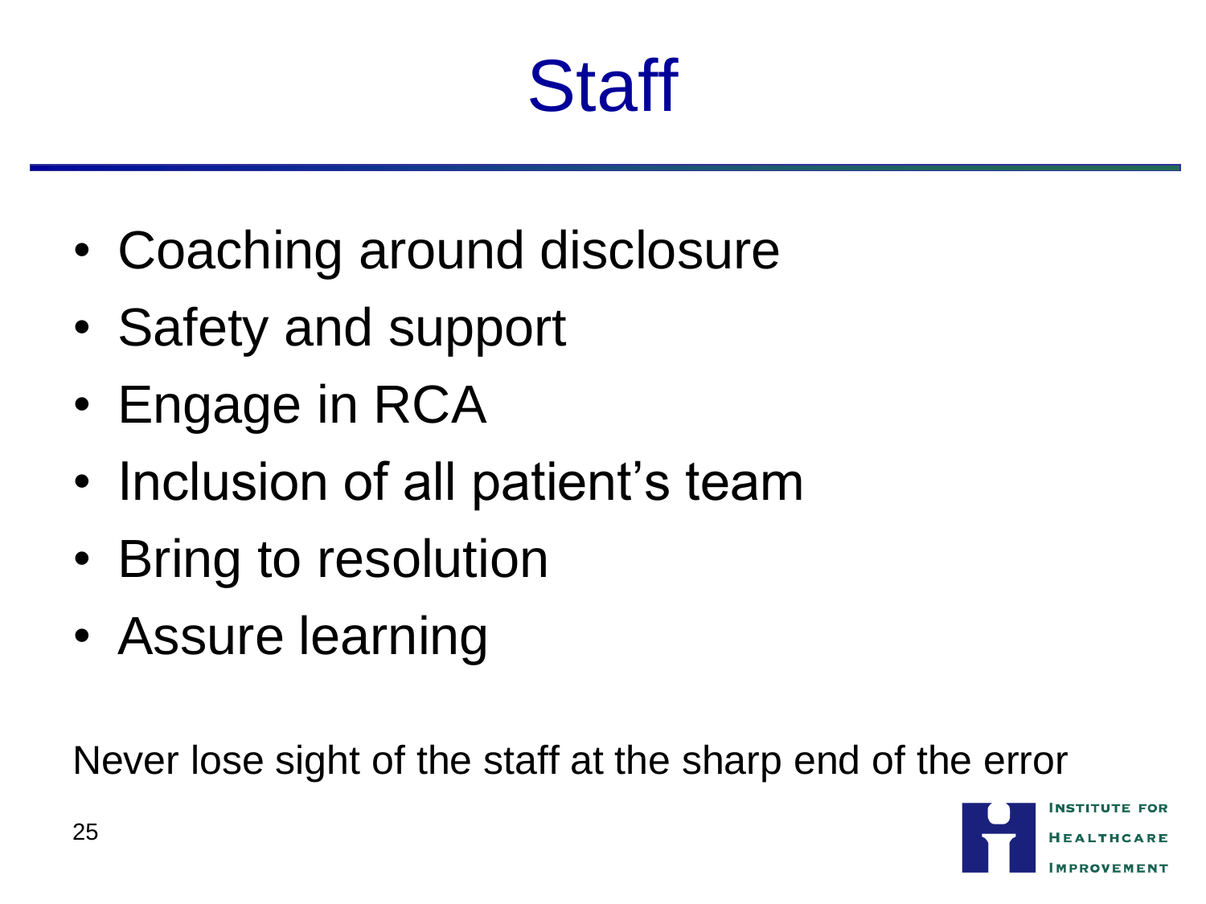# Staff

- Coaching around disclosure
- Safety and support
- Engage in RCA
- Inclusion of all patient's team
- Bring to resolution
- Assure learning

Never lose sight of the staff at the sharp end of the error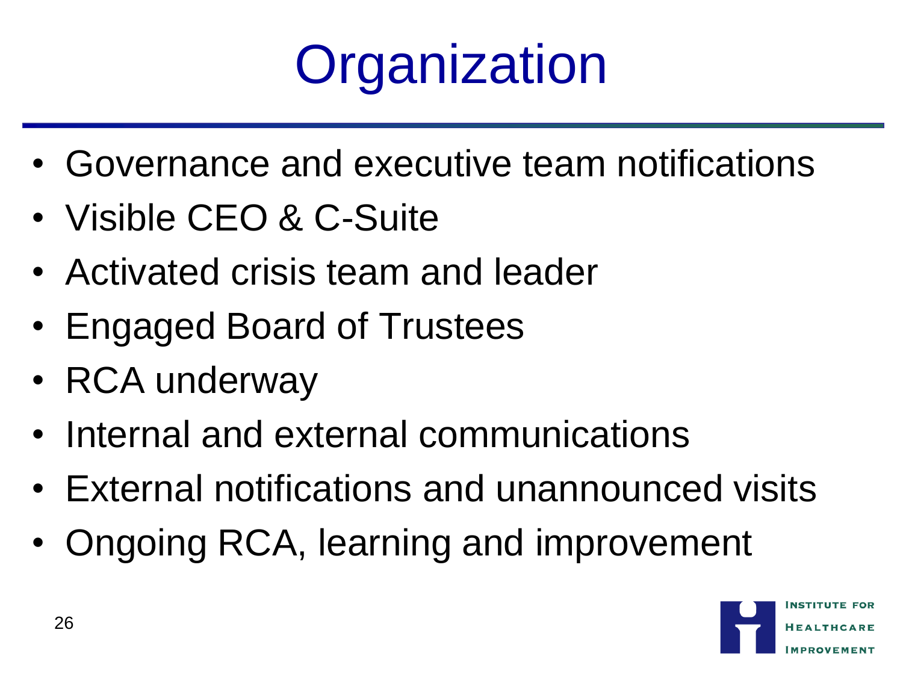# Organization

- Governance and executive team notifications
- Visible CEO & C-Suite
- Activated crisis team and leader
- Engaged Board of Trustees
- RCA underway
- Internal and external communications
- External notifications and unannounced visits
- Ongoing RCA, learning and improvement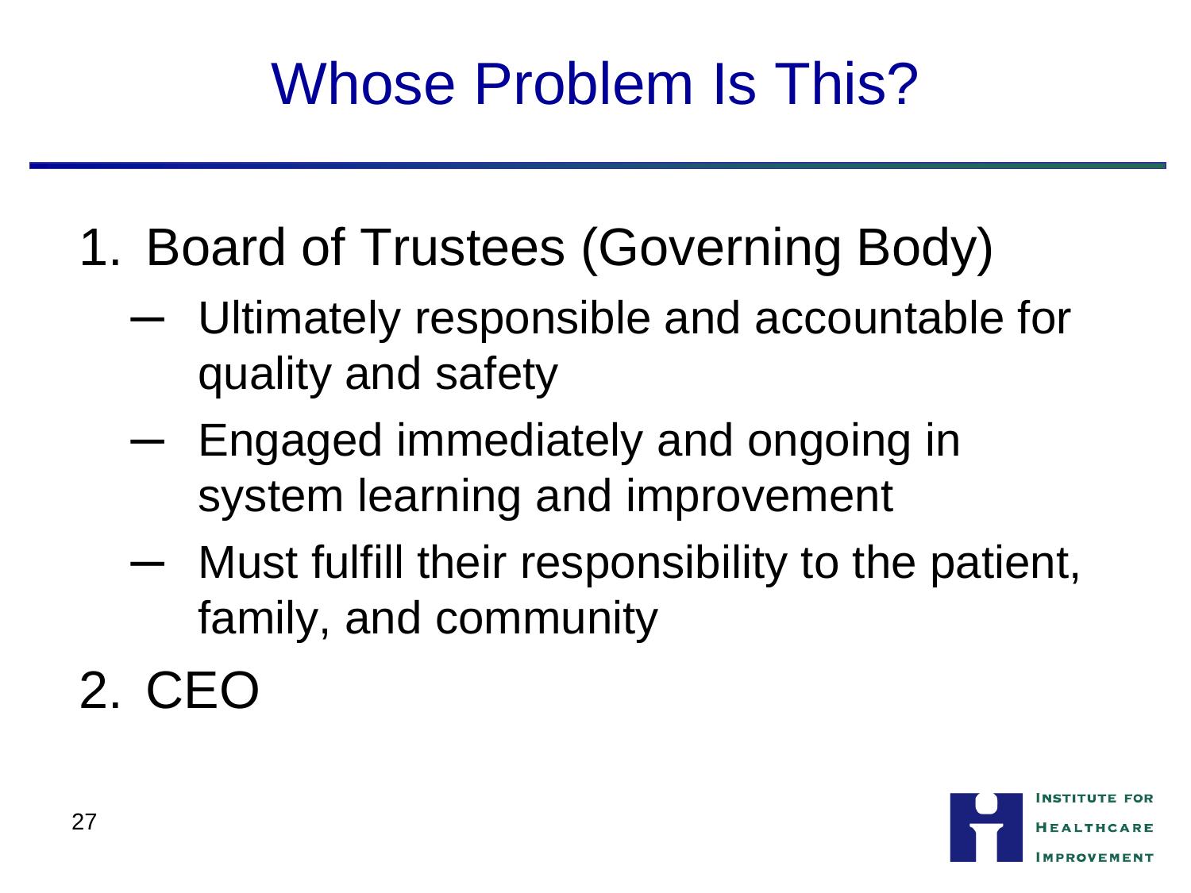# Whose Problem Is This?

1. Board of Trustees (Governing Body)
   - Ultimately responsible and accountable for quality and safety
   - Engaged immediately and ongoing in system learning and improvement
   - Must fulfill their responsibility to the patient, family, and community
2. CEO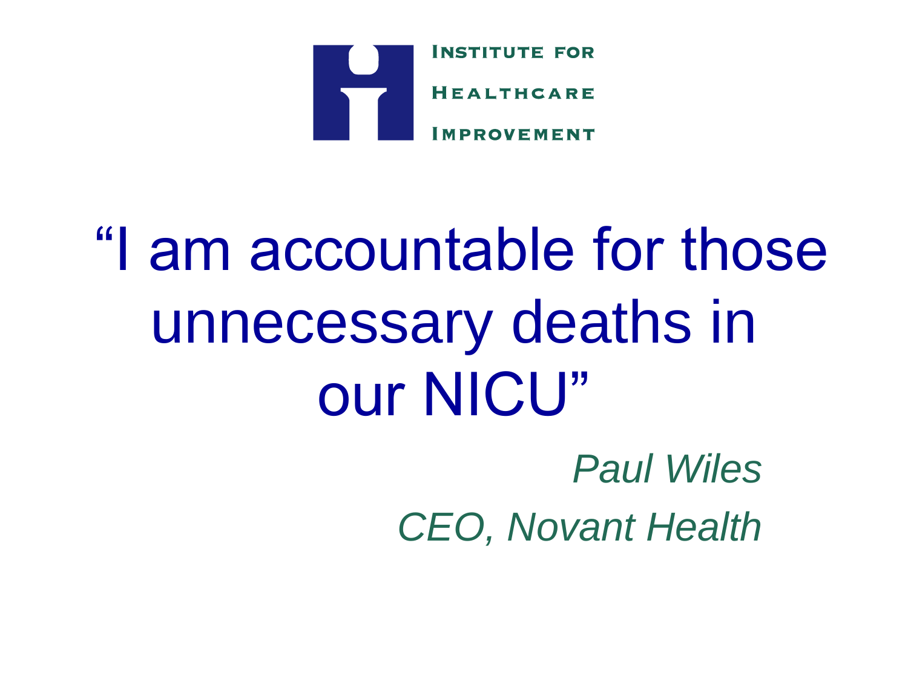INSTITUTE FOR HEALTHCARE IMPROVEMENT

# "I am accountable for those unnecessary deaths in our NICU"

*Paul Wiles*

*CEO, Novant Health*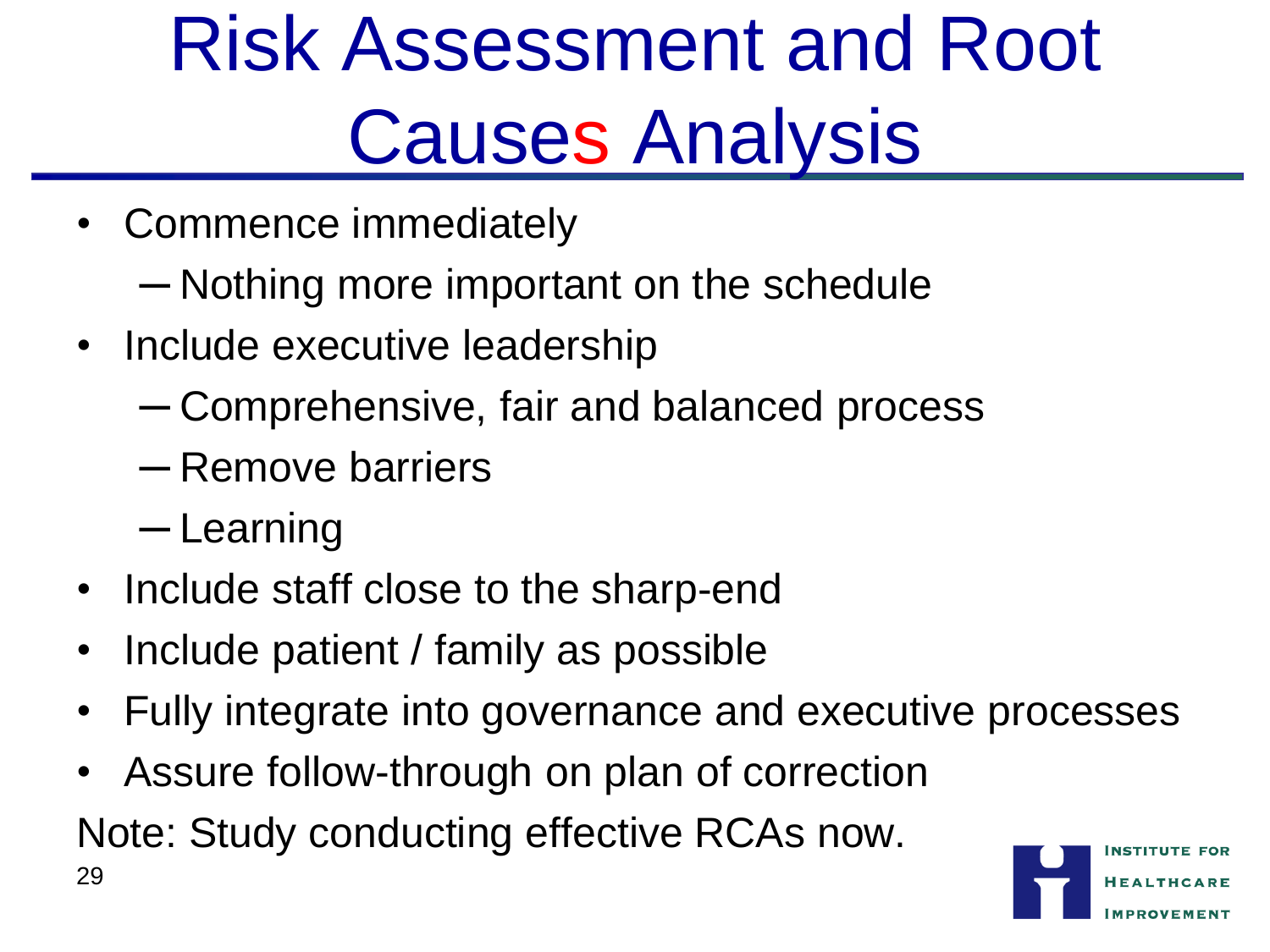# Risk Assessment and Root Causes Analysis

- Commence immediately
  - Nothing more important on the schedule
- Include executive leadership
  - Comprehensive, fair and balanced process
  - Remove barriers
  - Learning
- Include staff close to the sharp-end
- Include patient / family as possible
- Fully integrate into governance and executive processes
- Assure follow-through on plan of correction

Note: Study conducting effective RCAs now.

Institute for Healthcare Improvement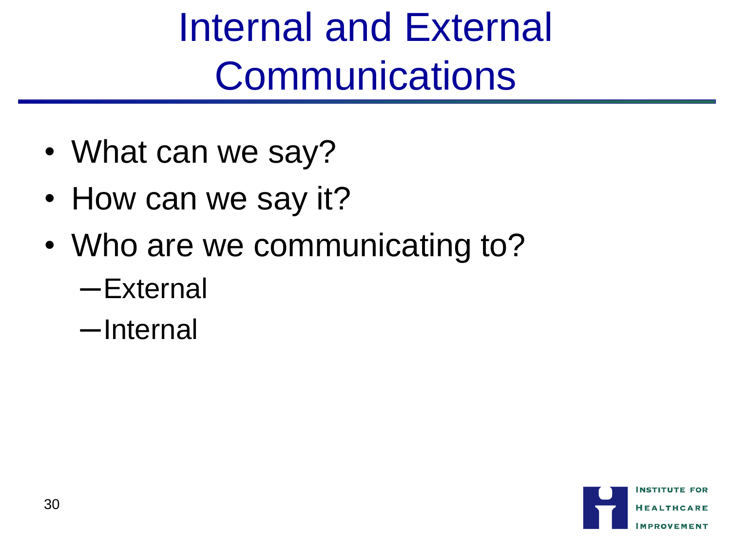# Internal and External Communications

- What can we say?
- How can we say it?
- Who are we communicating to?
  - External
  - Internal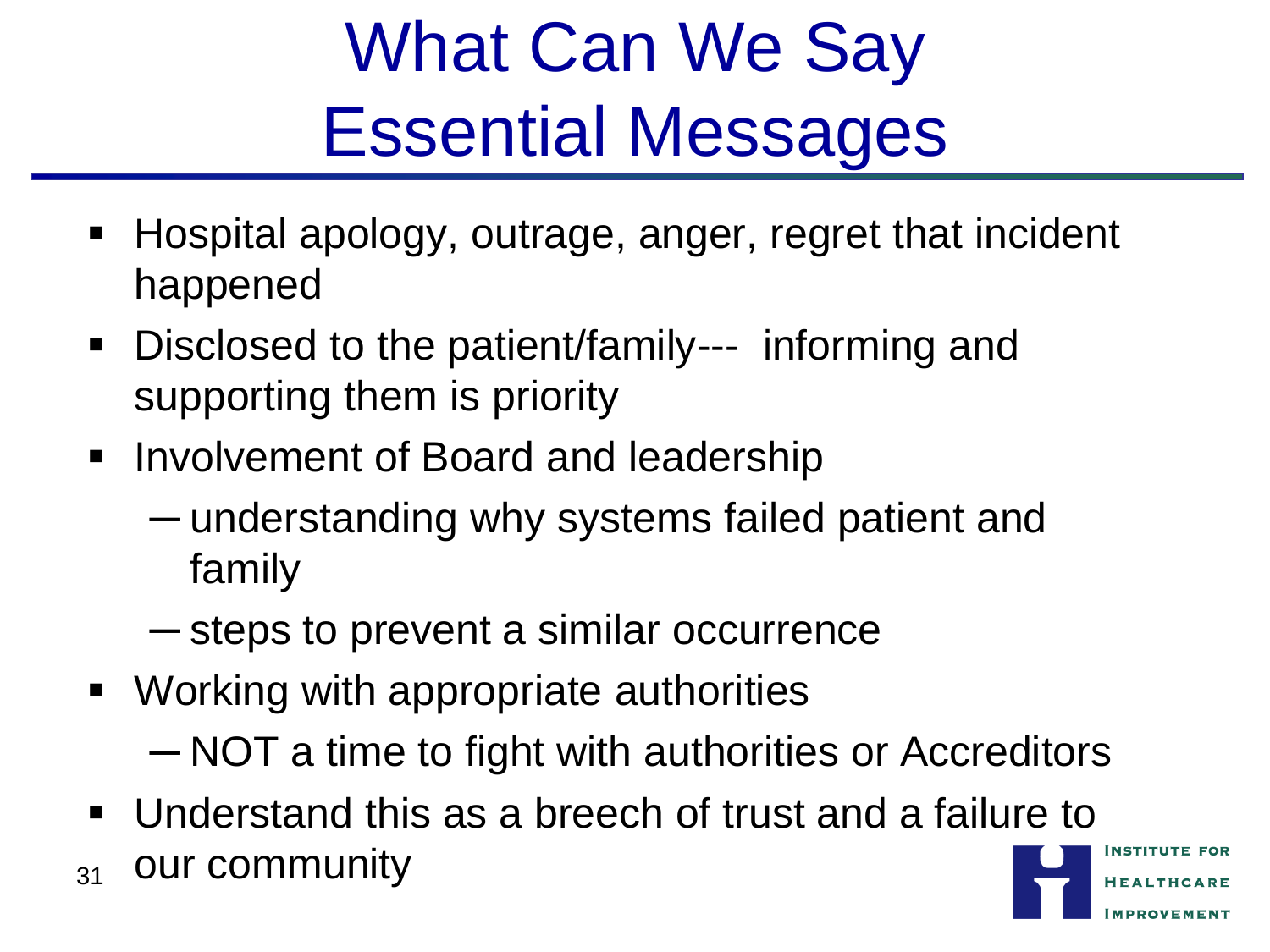# What Can We Say
# Essential Messages

- Hospital apology, outrage, anger, regret that incident happened
- Disclosed to the patient/family--- informing and supporting them is priority
- Involvement of Board and leadership
  - understanding why systems failed patient and family
  - steps to prevent a similar occurrence
- Working with appropriate authorities
  - NOT a time to fight with authorities or Accreditors
- Understand this as a breech of trust and a failure to our community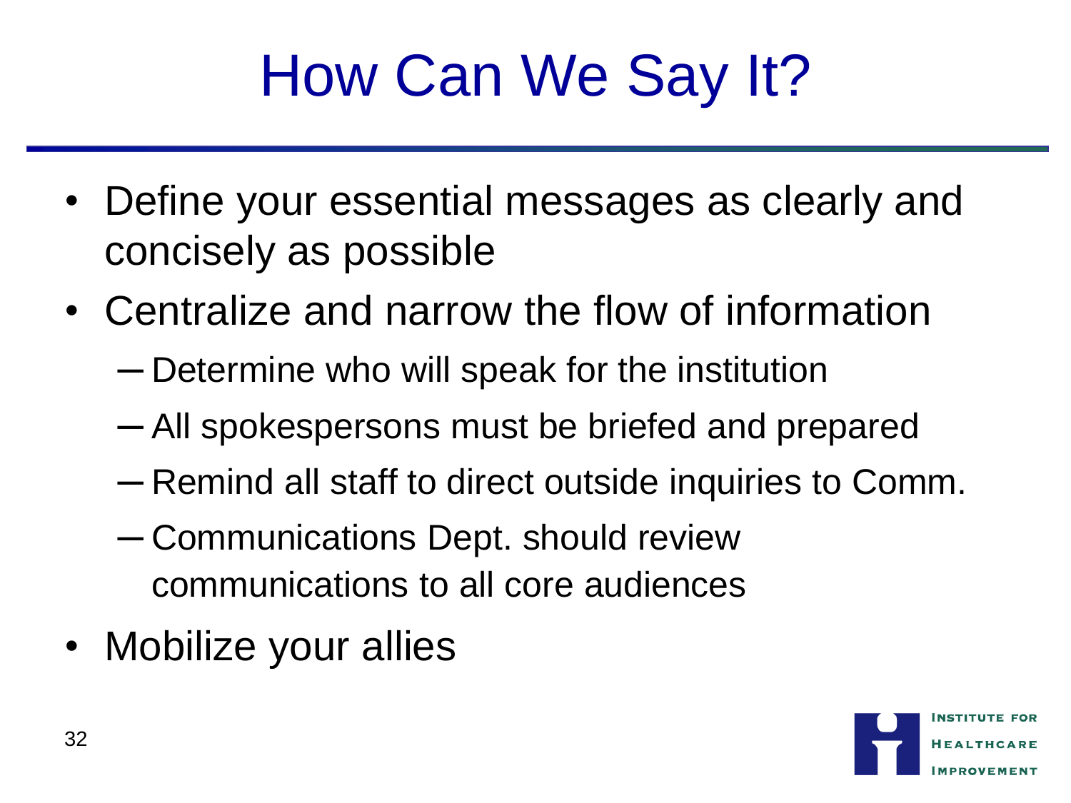# How Can We Say It?

- Define your essential messages as clearly and concisely as possible
- Centralize and narrow the flow of information
  - Determine who will speak for the institution
  - All spokespersons must be briefed and prepared
  - Remind all staff to direct outside inquiries to Comm.
  - Communications Dept. should review communications to all core audiences
- Mobilize your allies

Institute for Healthcare Improvement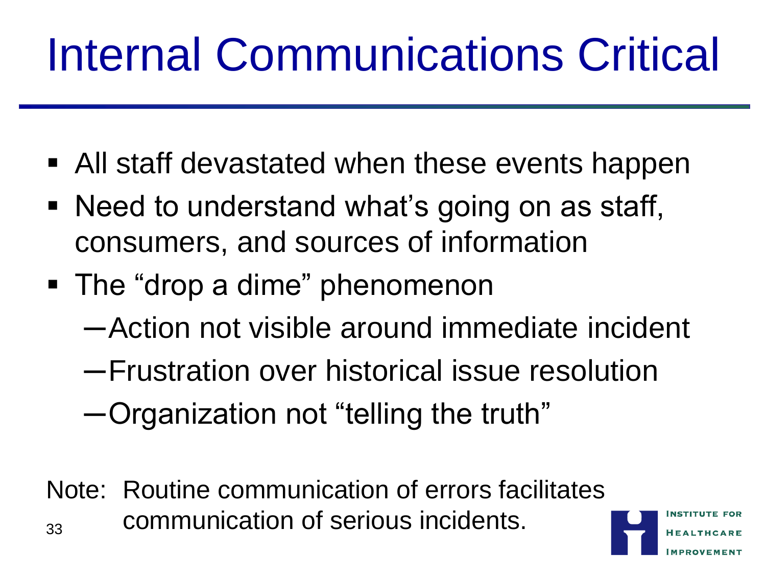# Internal Communications Critical

- All staff devastated when these events happen
- Need to understand what's going on as staff, consumers, and sources of information
- The "drop a dime" phenomenon
  - Action not visible around immediate incident
  - Frustration over historical issue resolution
  - Organization not "telling the truth"

Note: Routine communication of errors facilitates communication of serious incidents.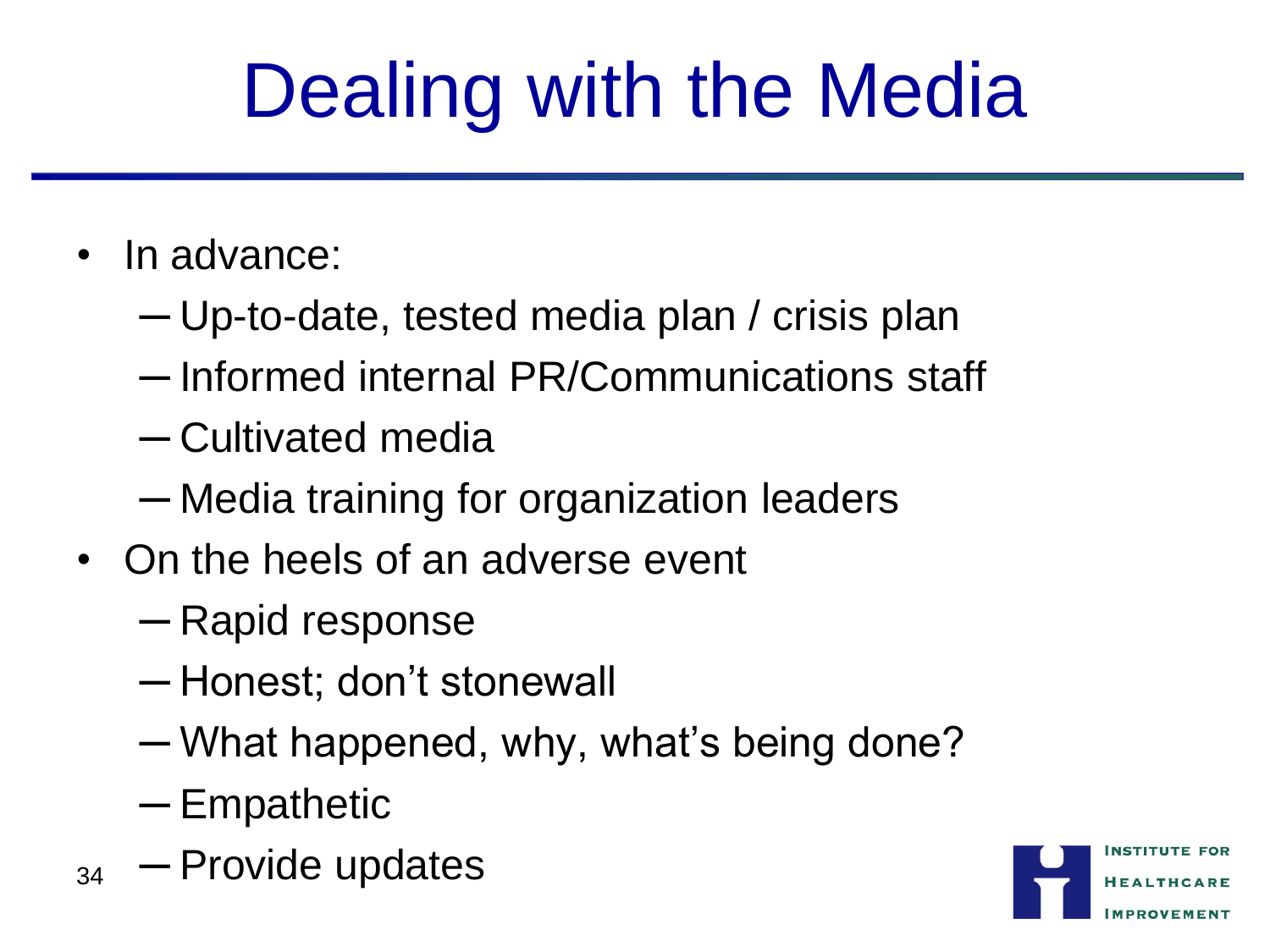# Dealing with the Media

- In advance:
  - Up-to-date, tested media plan / crisis plan
  - Informed internal PR/Communications staff
  - Cultivated media
  - Media training for organization leaders
- On the heels of an adverse event
  - Rapid response
  - Honest; don't stonewall
  - What happened, why, what's being done?
  - Empathetic
  - Provide updates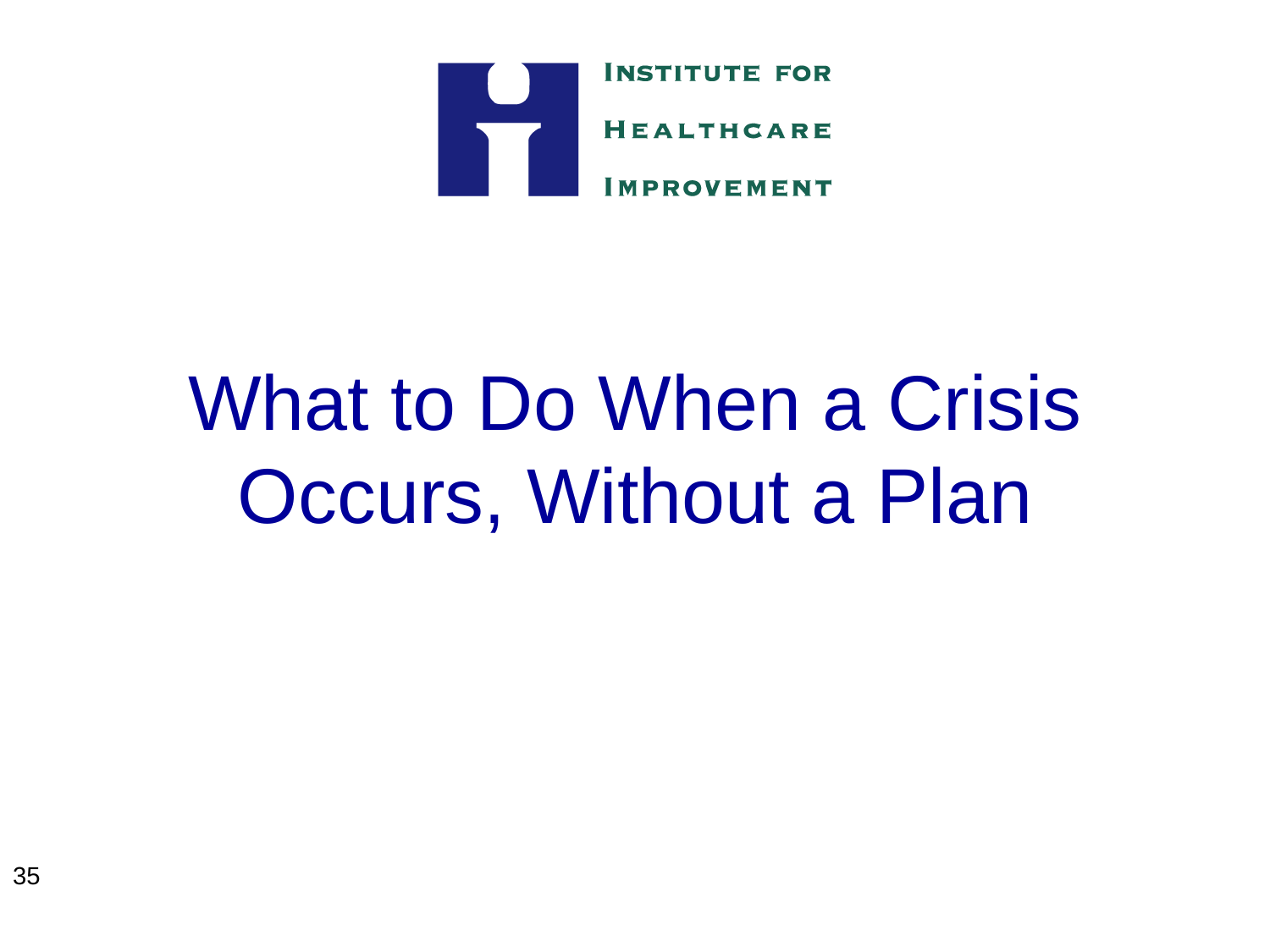Institute for Healthcare Improvement

# What to Do When a Crisis Occurs, Without a Plan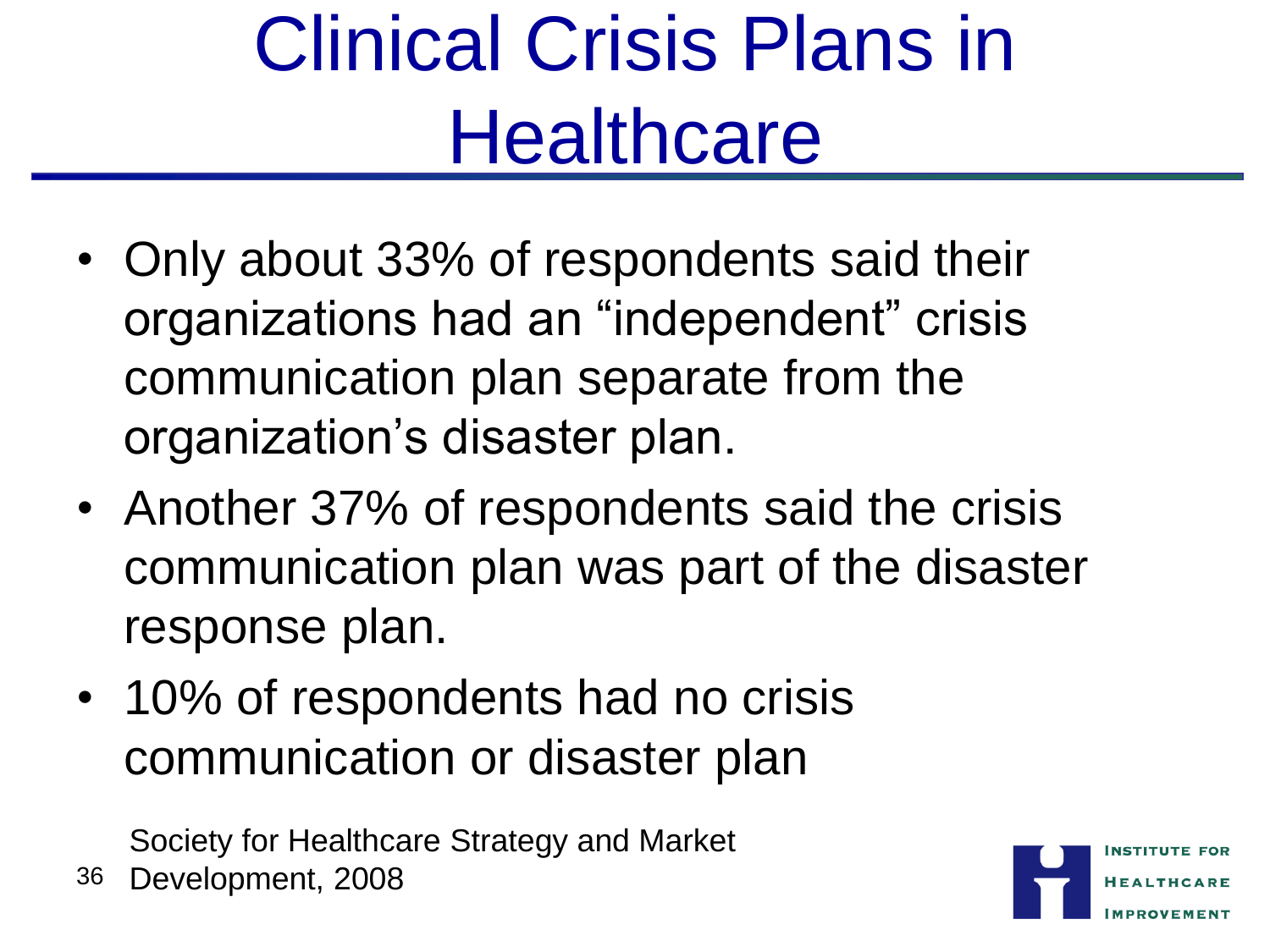# Clinical Crisis Plans in Healthcare

- Only about 33% of respondents said their organizations had an “independent” crisis communication plan separate from the organization’s disaster plan.
- Another 37% of respondents said the crisis communication plan was part of the disaster response plan.
- 10% of respondents had no crisis communication or disaster plan

Society for Healthcare Strategy and Market Development, 2008

Institute for Healthcare Improvement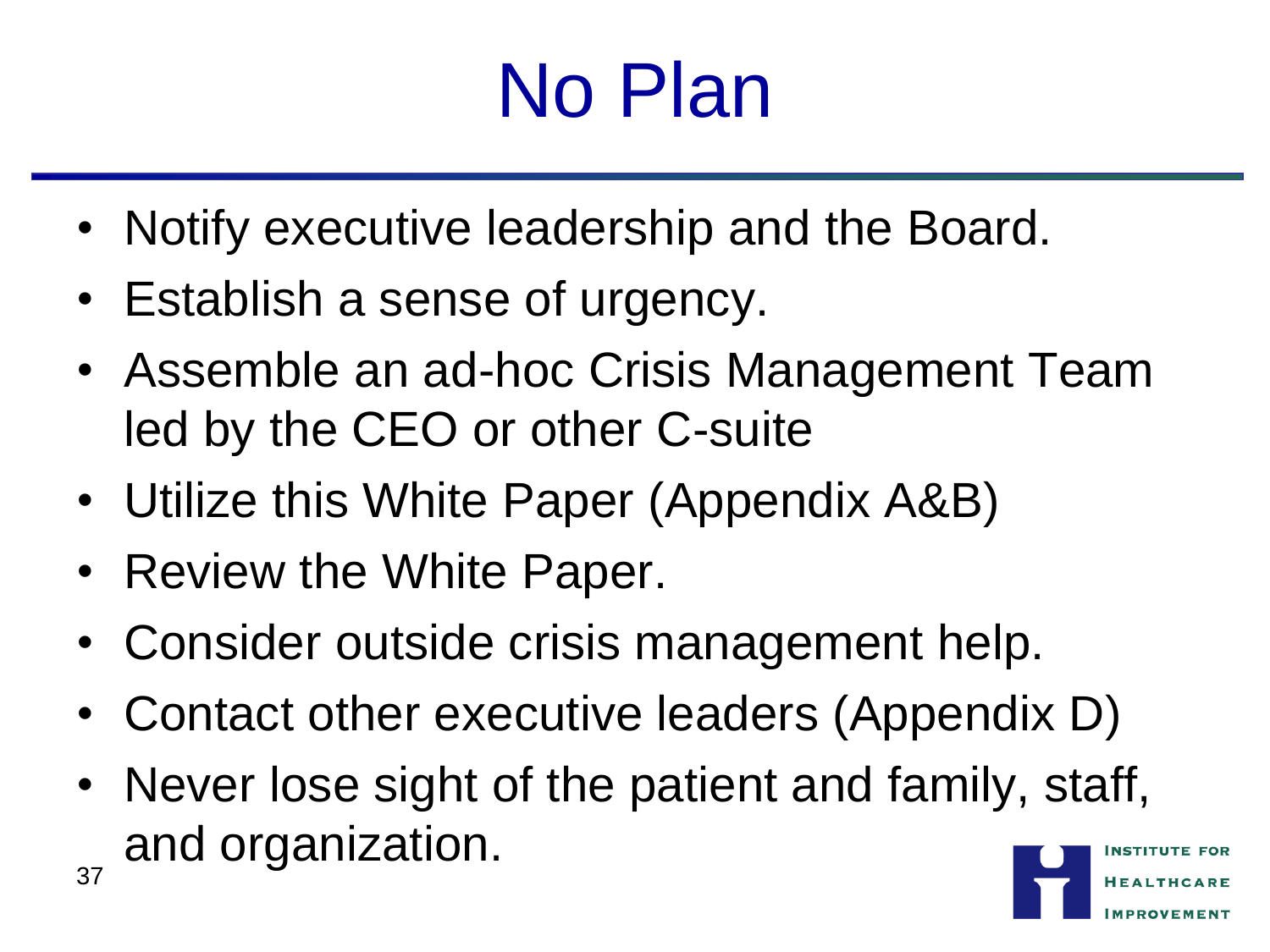# No Plan

- Notify executive leadership and the Board.
- Establish a sense of urgency.
- Assemble an ad-hoc Crisis Management Team led by the CEO or other C-suite
- Utilize this White Paper (Appendix A&B)
- Review the White Paper.
- Consider outside crisis management help.
- Contact other executive leaders (Appendix D)
- Never lose sight of the patient and family, staff, and organization.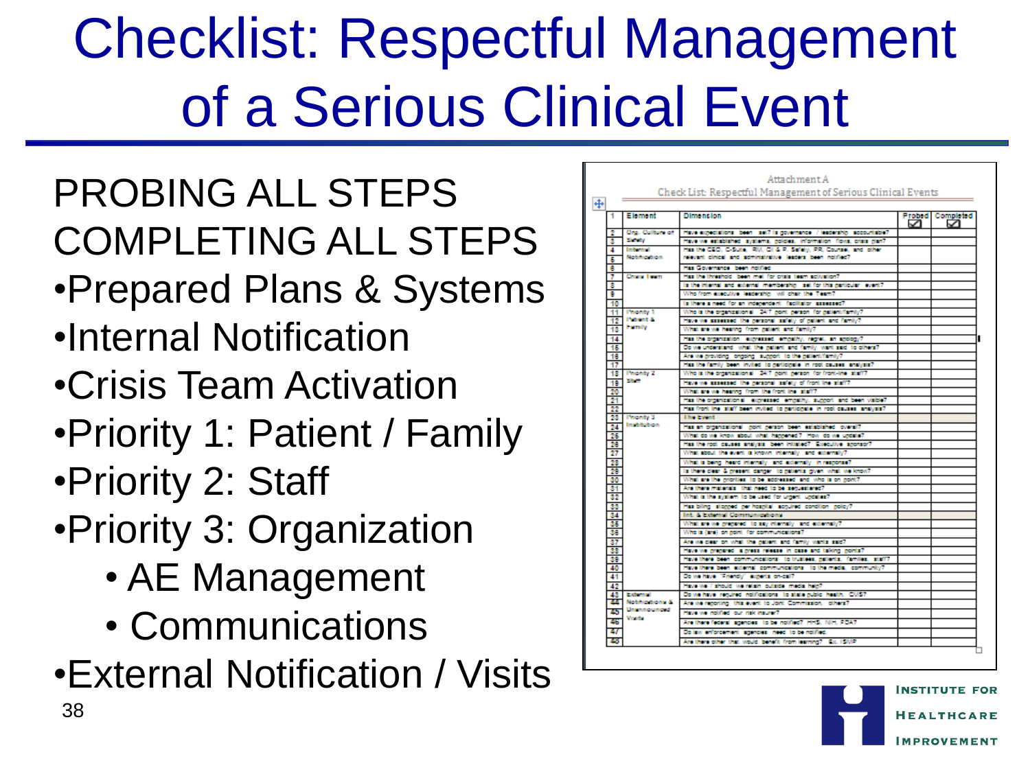# Checklist: Respectful Management of a Serious Clinical Event

PROBING ALL STEPS

COMPLETING ALL STEPS

- Prepared Plans & Systems
- Internal Notification
- Crisis Team Activation
- Priority 1: Patient / Family
- Priority 2: Staff
- Priority 3: Organization
  - AE Management
  - Communications
- External Notification / Visits

Attachment A

Check List: Respectful Management of Serious Clinical Events

| # | Element | Dimension | Probed | Completed |
|---|---|---|---|---|
| 1 | Element | Dimension | | |
| 2 | Org. Culture of Safety | Have expectations been set? Is governance / leadership accountable? | | |
| 3 | | Have we established systems, policies, information flows, crisis plan? | | |
| 4 | Internal Notification | Has the CEO, C-Suite, RM, CI & P. Safety, PR, Counsel, and other relevant clinical and administrative leaders been notified? | | |
| 5 | | | | |
| 6 | | Has Governance been notified | | |
| 7 | Crisis Team | Has the threshold been met for crisis team activation? | | |
| 8 | | Is the internal and external membership set for this particular event? | | |
| 9 | | Who from executive leadership will chair the Team? | | |
| 10 | | Is there a need for an independent facilitator assessed? | | |
| 11 | Priority 1 Patient & Family | Who is the organizational 24/7 point person for patient/family? | | |
| 12 | | Have we assessed the personal safety of patient and family? | | |
| 13 | | What are we hearing from patient and family? | | |
| 14 | | Has the organization expressed empathy, regret, an apology? | | |
| 15 | | Do we understand what the patient and family want said to others? | | |
| 16 | | Are we providing ongoing support to the patient/family? | | |
| 17 | | Has the family been invited to participate in root causes analysis? | | |
| 18 | Priority 2 Staff | Who is the organizational 24/7 point person for front-line staff? | | |
| 19 | | Have we assessed the personal safety of front line staff? | | |
| 20 | | What are we hearing from the front line staff? | | |
| 21 | | Has the organizational expressed empathy, support and been visible? | | |
| 22 | | Has front line staff been invited to participate in root causes analysis? | | |
| 23 | Priority 3 Institution | The Event | | |
| 24 | | Has an organizational point person been established overall? | | |
| 25 | | What do we know about what happened? How do we update? | | |
| 26 | | Has the root causes analysis been initiated? Executive sponsor? | | |
| 27 | | What about the event is known internally and externally? | | |
| 28 | | What is being heard internally and externally in response? | | |
| 29 | | Is there clear & present danger to patients given what we know? | | |
| 30 | | What are the priorities to be addressed and who is on point? | | |
| 31 | | Are there materials that need to be sequestered? | | |
| 32 | | What is the system to be used for urgent updates? | | |
| 33 | | Has billing stopped per hospital acquired condition policy? | | |
| 34 | | Int. & External Communications | | |
| 35 | | What are we prepared to say internally and externally? | | |
| 36 | | Who is (are) on point for communications? | | |
| 37 | | Are we clear on what the patient and family wants said? | | |
| 38 | | Have we prepared a press release in case and talking points? | | |
| 39 | | Have there been communications to trustees, patients, families, staff? | | |
| 40 | | Have there been external communications to the media, community? | | |
| 41 | | Do we have "Friendly" experts on-call? | | |
| 42 | | Have we / should we retain outside media help? | | |
| 43 | External Notifications & Unannounced Visits | Do we have required notifications to state public health, CMS? | | |
| 44 | | Are we reporting this event to Joint Commission, others? | | |
| 45 | | Have we notified our risk insurer? | | |
| 46 | | Are there federal agencies to be notified? HHS, NIH, FDA? | | |
| 47 | | Do law enforcement agencies need to be notified | | |
| 48 | | Are there other that would benefit from learning? Ex. ISMP | | |

INSTITUTE FOR HEALTHCARE IMPROVEMENT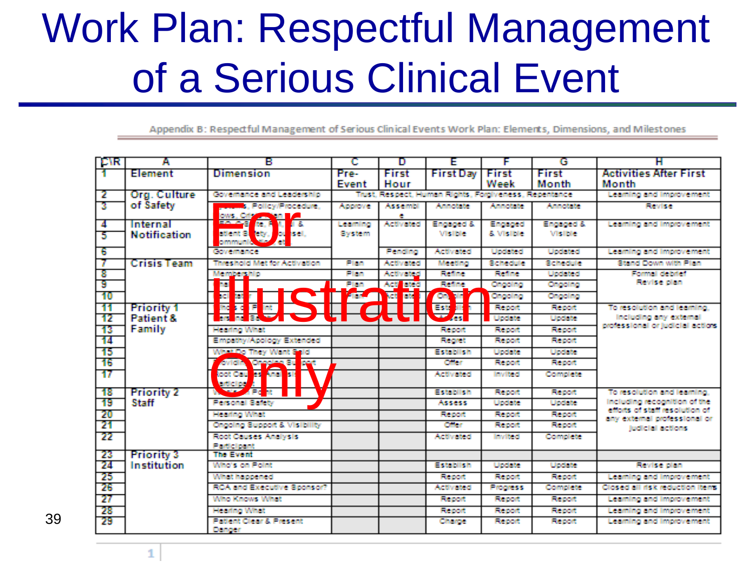# Work Plan: Respectful Management of a Serious Clinical Event

Appendix B: Respectful Management of Serious Clinical Events Work Plan: Elements, Dimensions, and Milestones

For Illustration Only

| C\R | A | B | C | D | E | F | G | H |
|---|---|---|---|---|---|---|---|---|
| 1 | Element | Dimension | Pre-Event | First Hour | First Day | First Week | First Month | Activities After First Month |
| 2 | Org. Culture of Safety | Governance and Leadership | Trust, Respect, Human Rights, Forgiveness, Repentance | | | | | Learning and Improvement |
| 3 | | Policies, Policy/Procedure, Flows, Criteria | Approve | Assemble | Annotate | Annotate | Annotate | Revise |
| 4 | Internal Notification | RCA, Quality, Patient Safety, Counsel, Communications | Learning System | Activated | Engaged & Visible | Engaged & Visible | Engaged & Visible | Learning and Improvement |
| 5 | | | | | | | | |
| 6 | | Governance | | Pending | Activated | Updated | Updated | Learning and Improvement |
| 7 | Crisis Team | Threshold Met for Activation | Plan | Activated | Meeting | Schedule | Schedule | Stand Down with Plan |
| 8 | | Membership | Plan | Activated | Refine | Refine | Updated | Formal debrief Revise plan |
| 9 | | | Plan | Activated | Refine | Ongoing | Ongoing | |
| 10 | | | Plan | Activated | Ongoing | Ongoing | Ongoing | |
| 11 | Priority 1 Patient & Family | Who's on Point | | | Establish | Report | Report | To resolution and learning, including any external professional or judicial actions |
| 12 | | Personal Safety | | | Assess | Update | Update | |
| 13 | | Hearing What | | | Report | Report | Report | |
| 14 | | Empathy/Apology Extended | | | Regret | Report | Report | |
| 15 | | What Do They Want Said | | | Establish | Update | Update | |
| 16 | | Providing Ongoing Support | | | Offer | Report | Report | |
| 17 | | Root Causes Analysis Participant | | | Activated | Invited | Complete | |
| 18 | Priority 2 Staff | Who's on Point | | | Establish | Report | Report | To resolution and learning, including recognition of the efforts of staff resolution of any external professional or judicial actions |
| 19 | | Personal Safety | | | Assess | Update | Update | |
| 20 | | Hearing What | | | Report | Report | Report | |
| 21 | | Ongoing Support & Visibility | | | Offer | Report | Report | |
| 22 | | Root Causes Analysis Participant | | | Activated | Invited | Complete | |
| 23 | Priority 3 Institution | The Event | | | | | | |
| 24 | | Who's on Point | | | Establish | Update | Update | Revise plan |
| 25 | | What happened | | | Report | Report | Report | Learning and Improvement |
| 26 | | RCA and Executive Sponsor? | | | Activated | Progress | Complete | Closed all risk reduction items |
| 27 | | Who Knows What | | | Report | Report | Report | Learning and Improvement |
| 28 | | Hearing What | | | Report | Report | Report | Learning and Improvement |
| 29 | | Patient Clear & Present Danger | | | Charge | Report | Report | Learning and Improvement |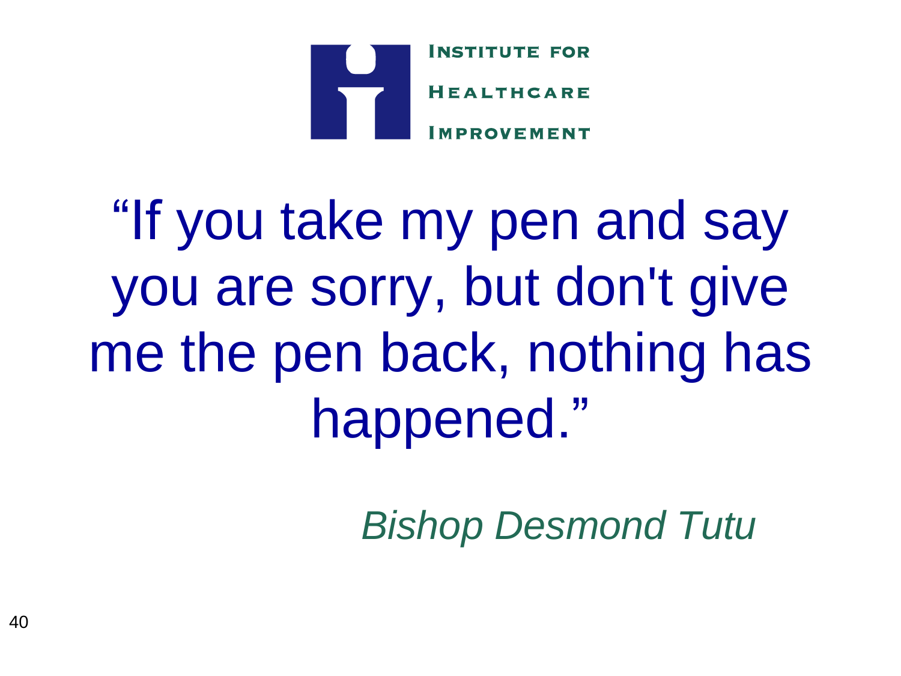Institute for Healthcare Improvement

"If you take my pen and say you are sorry, but don't give me the pen back, nothing has happened."

*Bishop Desmond Tutu*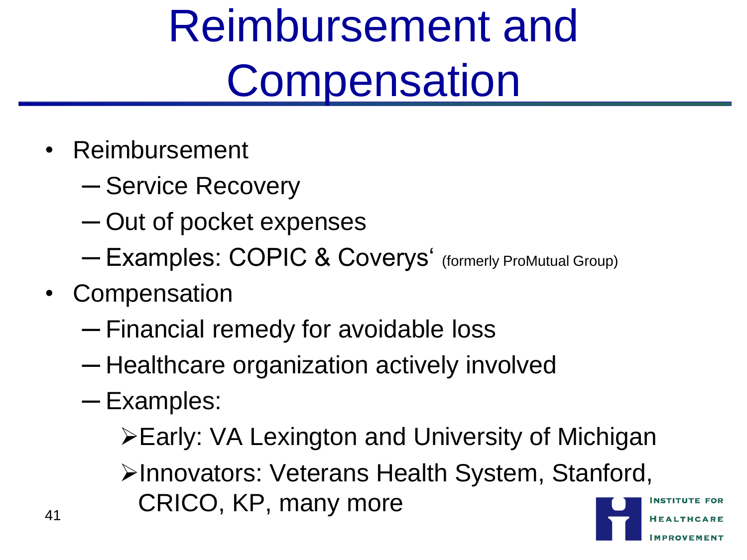# Reimbursement and Compensation

- Reimbursement
  - Service Recovery
  - Out of pocket expenses
  - Examples: COPIC & Coverys' (formerly ProMutual Group)
- Compensation
  - Financial remedy for avoidable loss
  - Healthcare organization actively involved
  - Examples:
    - Early: VA Lexington and University of Michigan
    - Innovators: Veterans Health System, Stanford, CRICO, KP, many more

Institute for Healthcare Improvement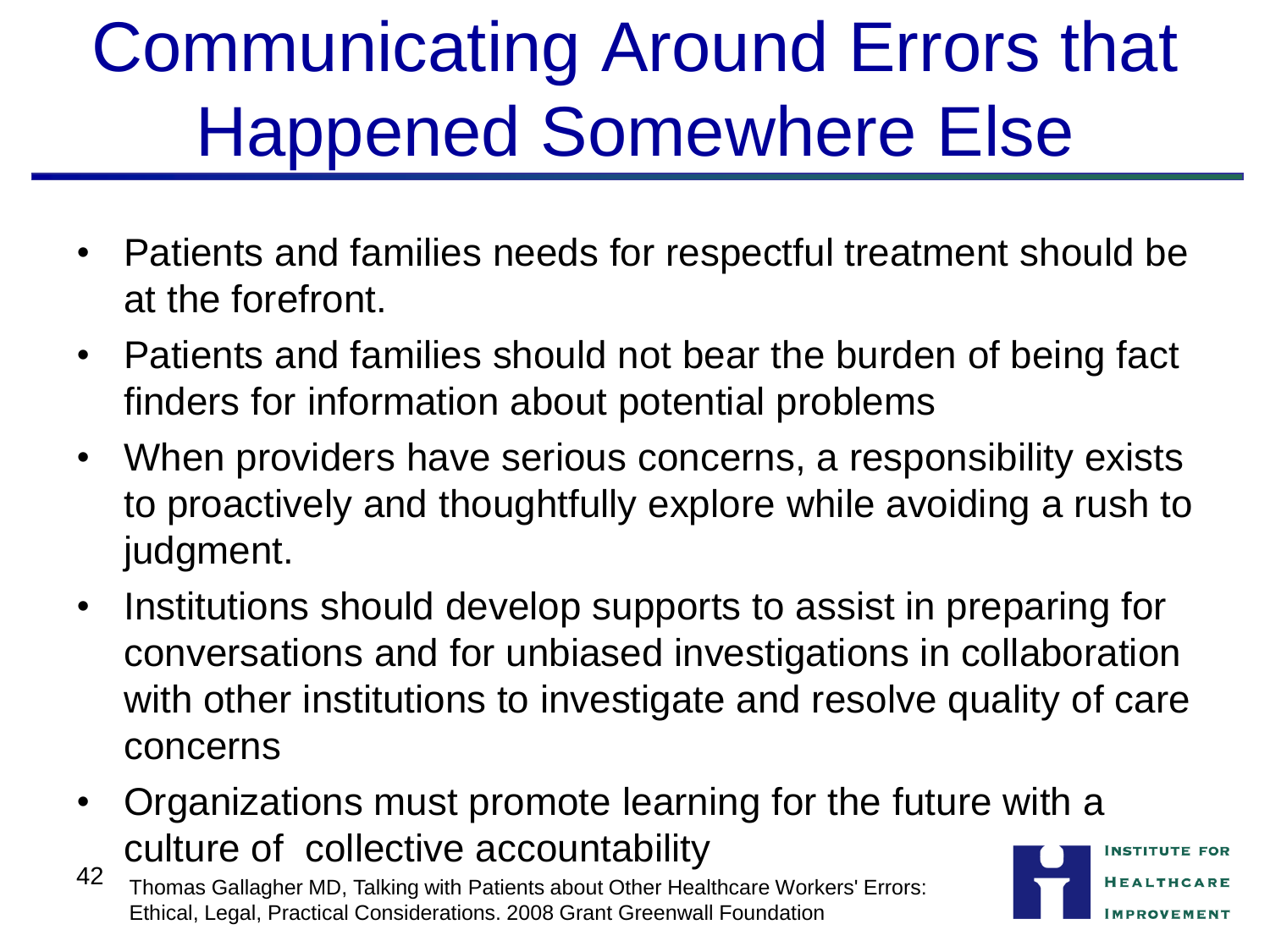# Communicating Around Errors that Happened Somewhere Else

- Patients and families needs for respectful treatment should be at the forefront.
- Patients and families should not bear the burden of being fact finders for information about potential problems
- When providers have serious concerns, a responsibility exists to proactively and thoughtfully explore while avoiding a rush to judgment.
- Institutions should develop supports to assist in preparing for conversations and for unbiased investigations in collaboration with other institutions to investigate and resolve quality of care concerns
- Organizations must promote learning for the future with a culture of collective accountability

Thomas Gallagher MD, Talking with Patients about Other Healthcare Workers' Errors: Ethical, Legal, Practical Considerations. 2008 Grant Greenwall Foundation

Institute for Healthcare Improvement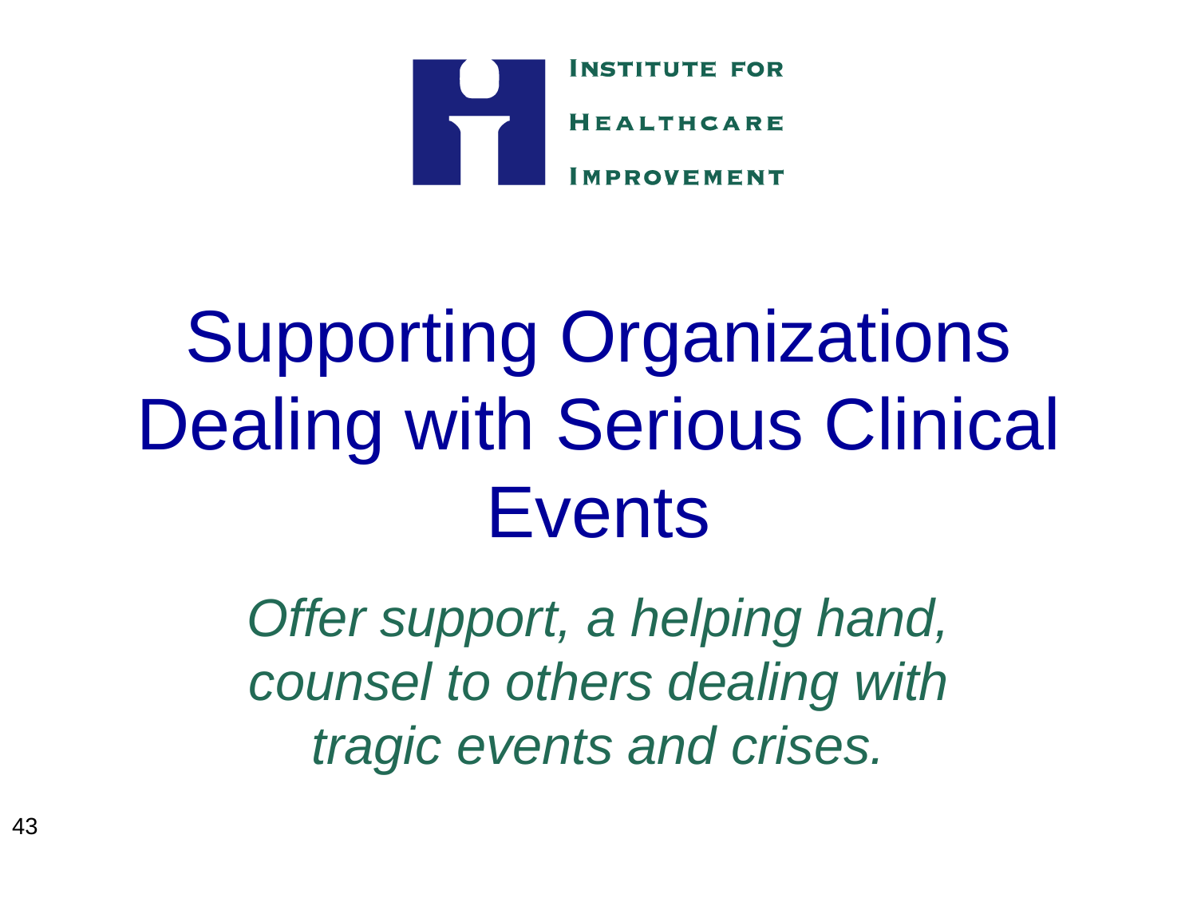Institute for Healthcare Improvement

# Supporting Organizations Dealing with Serious Clinical Events

*Offer support, a helping hand, counsel to others dealing with tragic events and crises.*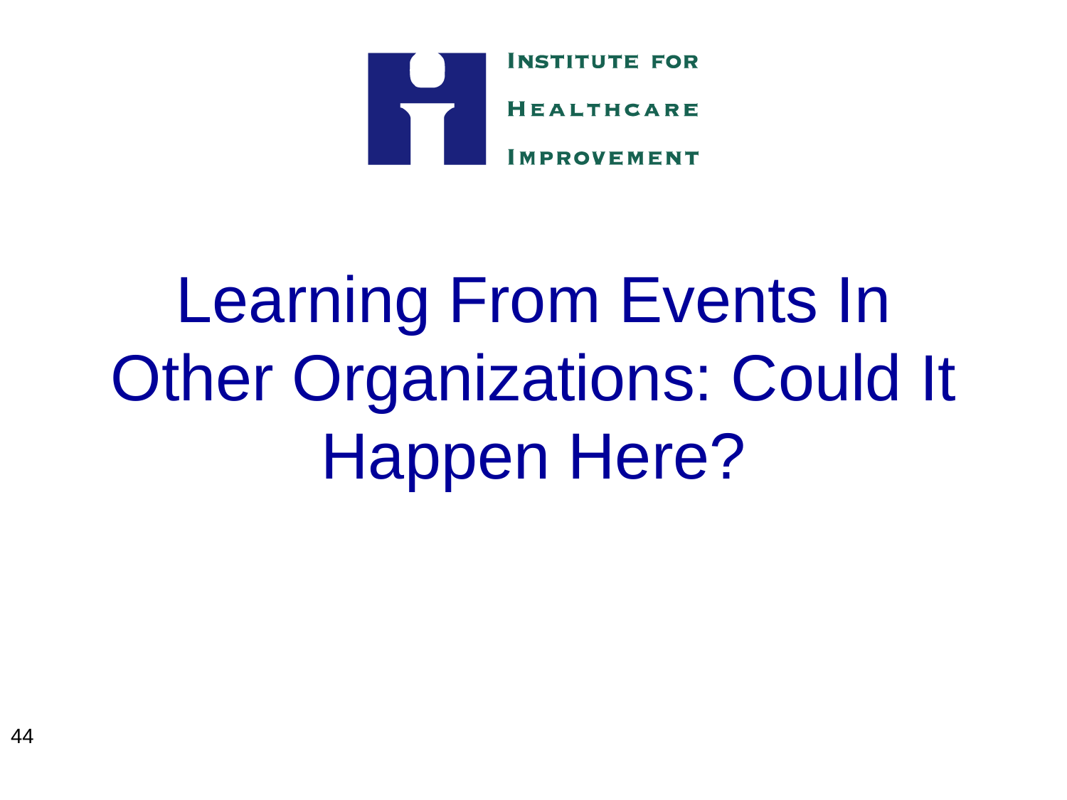Institute for Healthcare Improvement

# Learning From Events In Other Organizations: Could It Happen Here?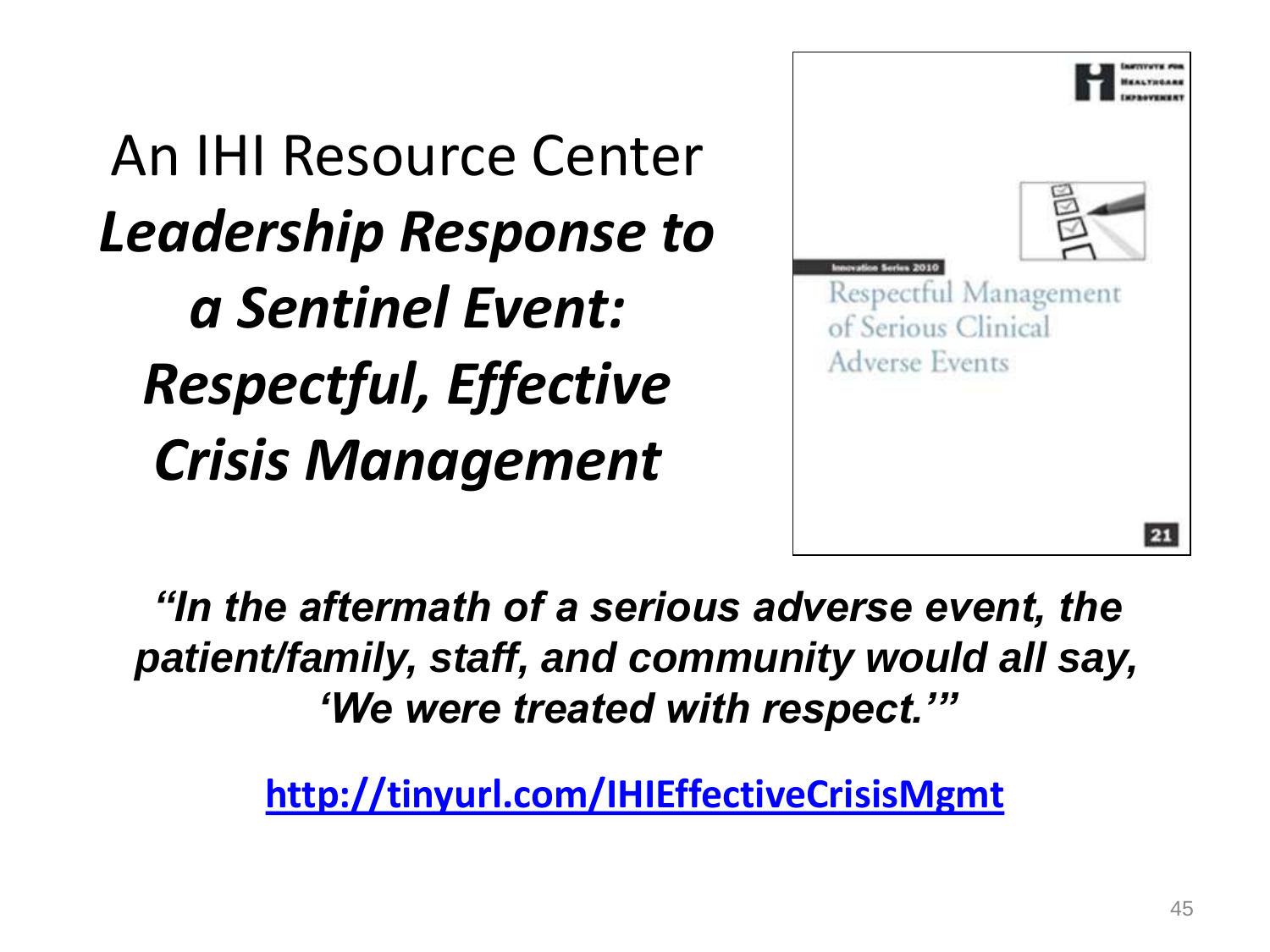# An IHI Resource Center *Leadership Response to a Sentinel Event: Respectful, Effective Crisis Management*

Innovation Series 2010

Respectful Management of Serious Clinical Adverse Events

***"In the aftermath of a serious adverse event, the patient/family, staff, and community would all say, 'We were treated with respect.'"***

**http://tinyurl.com/IHIEffectiveCrisisMgmt**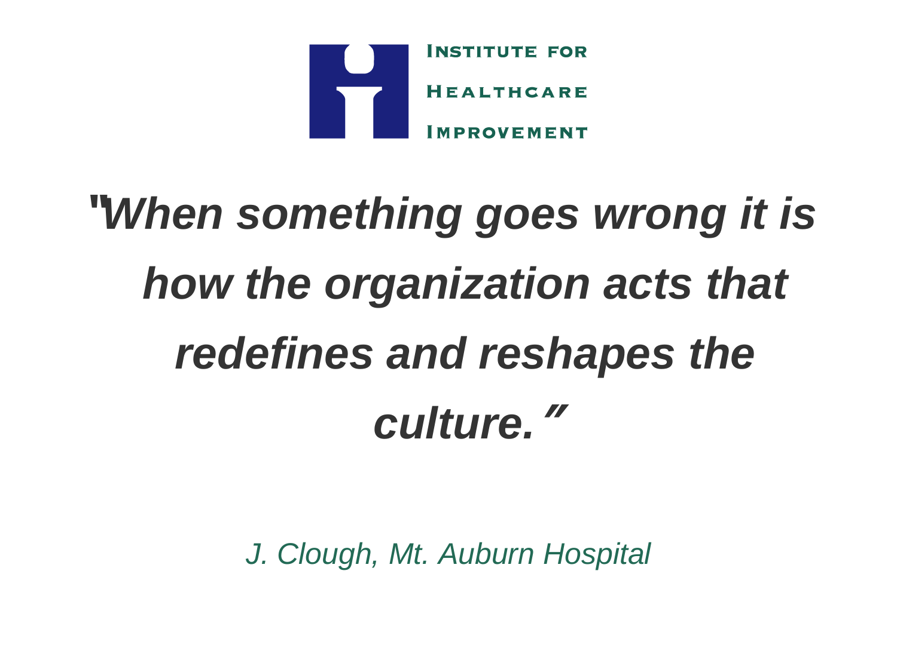INSTITUTE FOR HEALTHCARE IMPROVEMENT

***"When something goes wrong it is how the organization acts that redefines and reshapes the culture."***

*J. Clough, Mt. Auburn Hospital*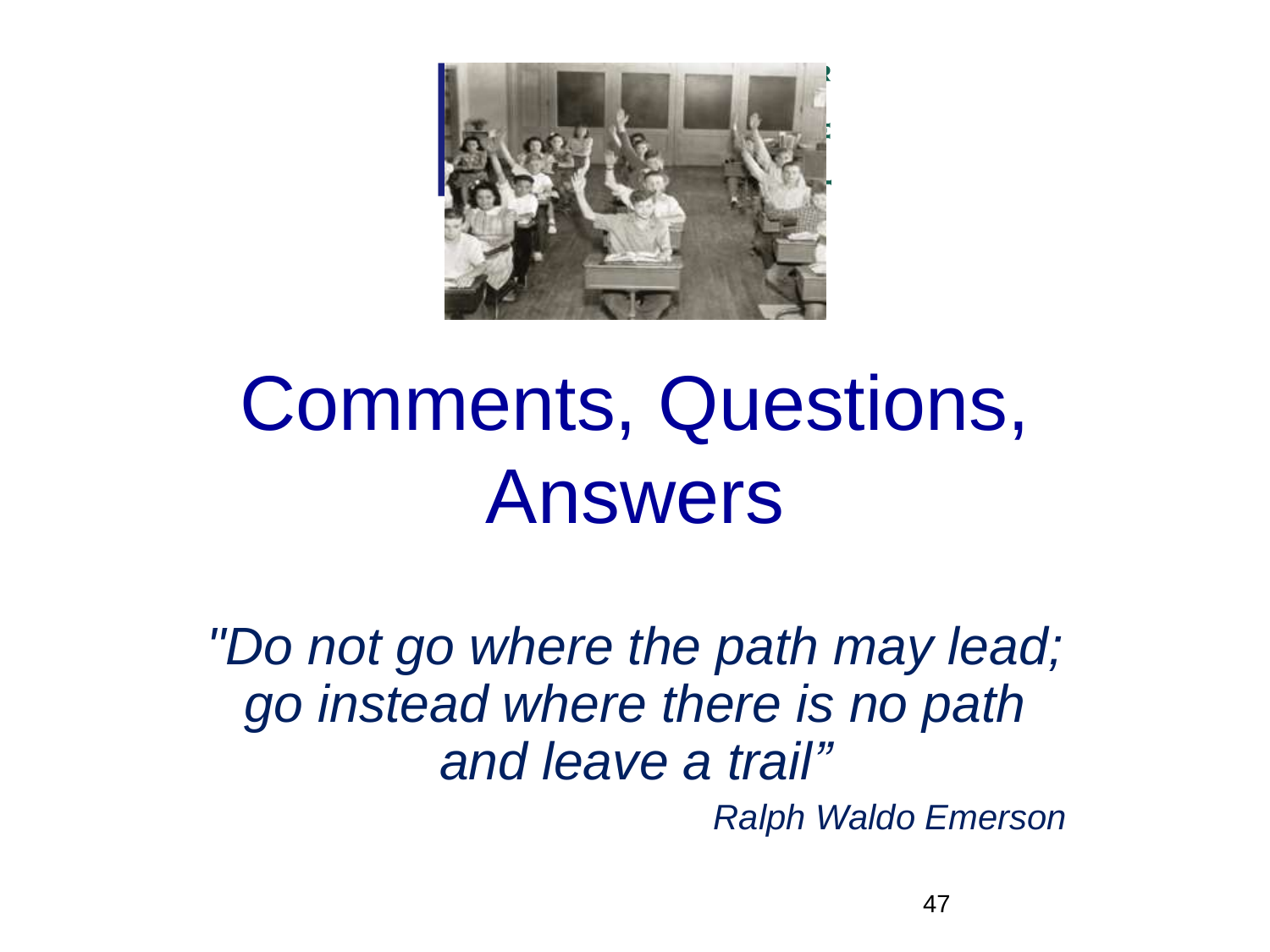# Comments, Questions, Answers

*"Do not go where the path may lead; go instead where there is no path and leave a trail"*

*Ralph Waldo Emerson*